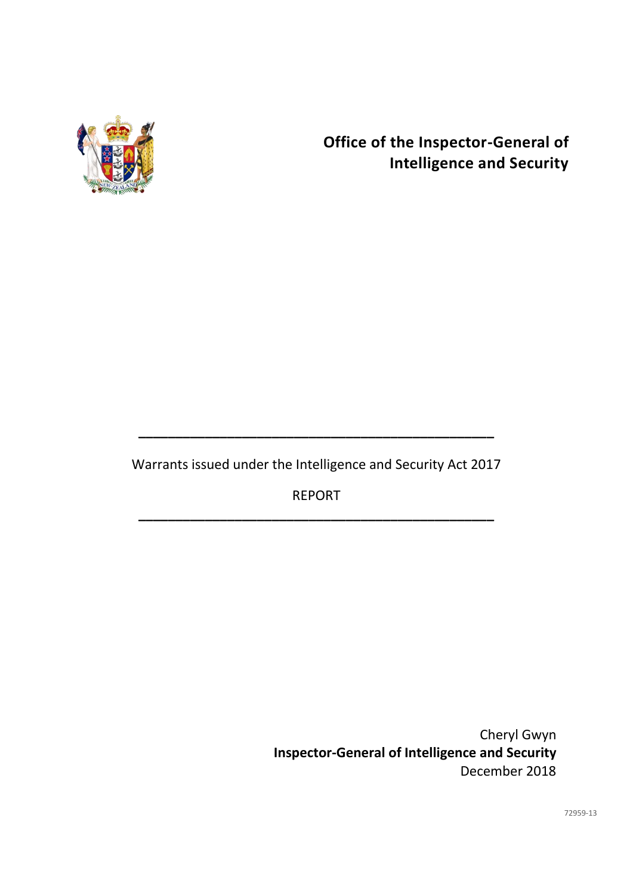**Office of the Inspector-General of Intelligence and Security**

---

Warrants issued under the Intelligence and Security Act 2017

REPORT

---

Cheryl Gwyn

**Inspector-General of Intelligence and Security**

December 2018

72959-13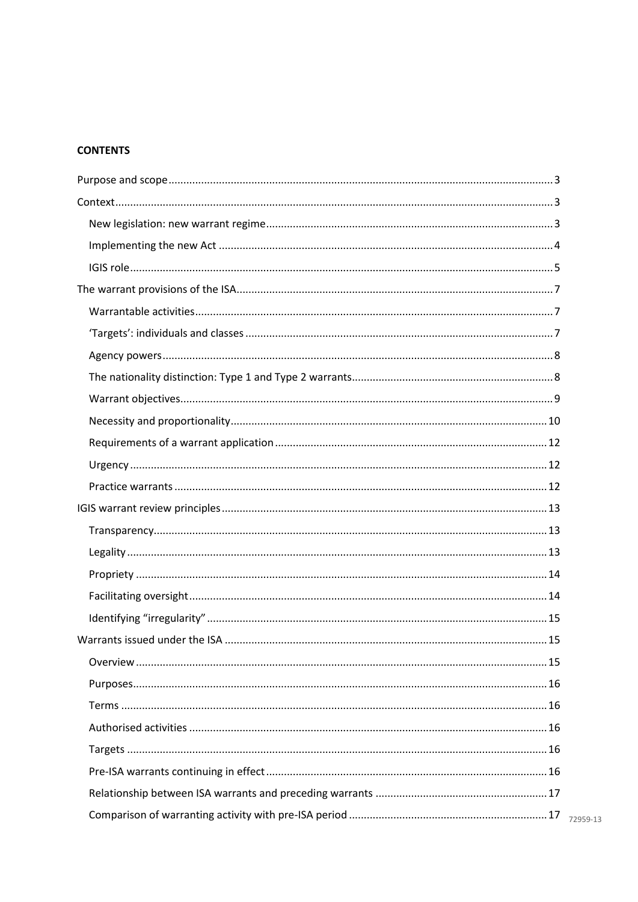**CONTENTS**

Purpose and scope .... 3

Context .... 3

- New legislation: new warrant regime .... 3
- Implementing the new Act .... 4
- IGIS role .... 5

The warrant provisions of the ISA .... 7

- Warrantable activities .... 7
- 'Targets': individuals and classes .... 7
- Agency powers .... 8
- The nationality distinction: Type 1 and Type 2 warrants .... 8
- Warrant objectives .... 9
- Necessity and proportionality .... 10
- Requirements of a warrant application .... 12
- Urgency .... 12
- Practice warrants .... 12

IGIS warrant review principles .... 13

- Transparency .... 13
- Legality .... 13
- Propriety .... 14
- Facilitating oversight .... 14
- Identifying "irregularity" .... 15

Warrants issued under the ISA .... 15

- Overview .... 15
- Purposes .... 16
- Terms .... 16
- Authorised activities .... 16
- Targets .... 16
- Pre-ISA warrants continuing in effect .... 16
- Relationship between ISA warrants and preceding warrants .... 17
- Comparison of warranting activity with pre-ISA period .... 17

72959-13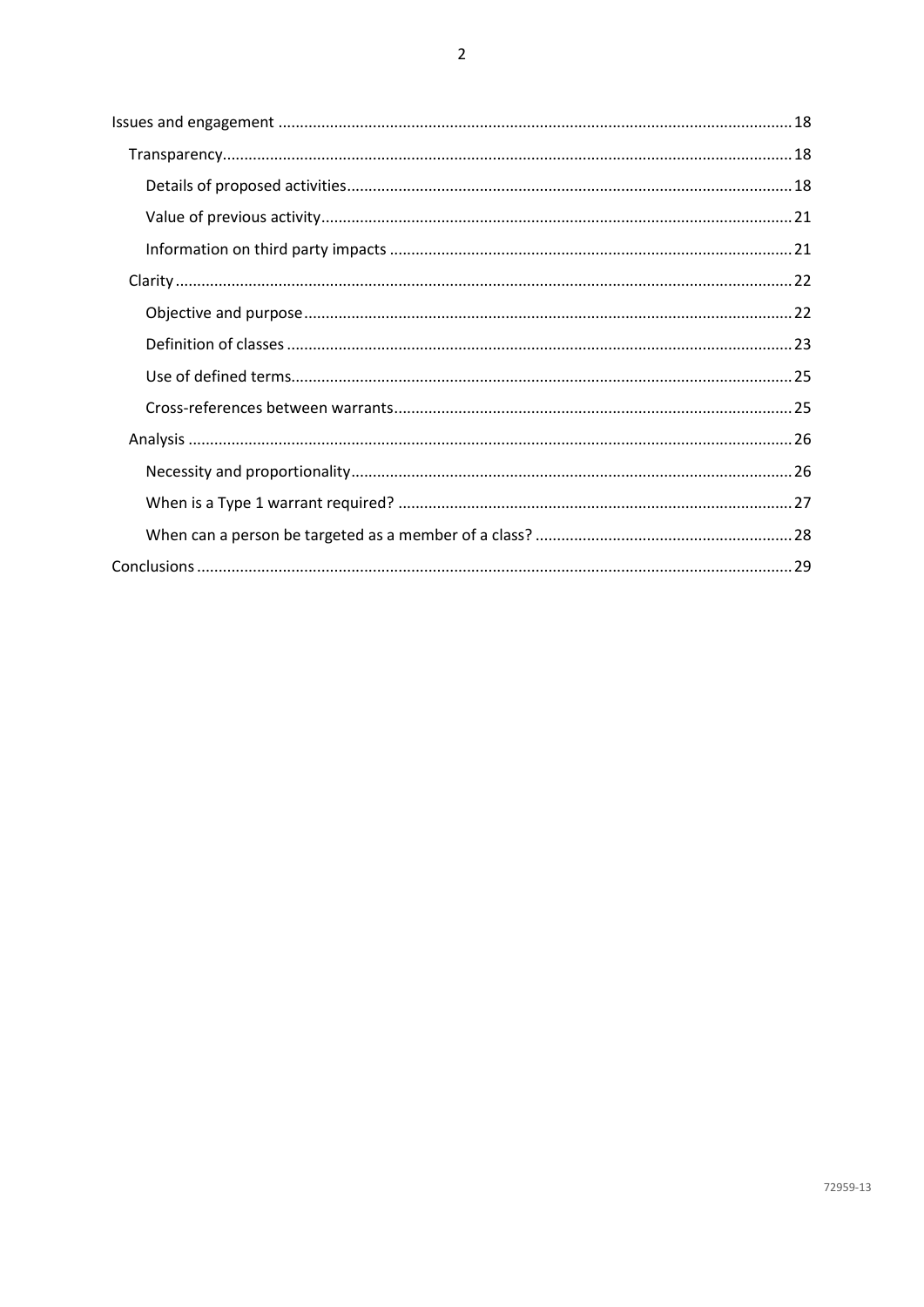- Issues and engagement ........ 18
  - Transparency ........ 18
    - Details of proposed activities ........ 18
    - Value of previous activity ........ 21
    - Information on third party impacts ........ 21
  - Clarity ........ 22
    - Objective and purpose ........ 22
    - Definition of classes ........ 23
    - Use of defined terms ........ 25
    - Cross-references between warrants ........ 25
  - Analysis ........ 26
    - Necessity and proportionality ........ 26
    - When is a Type 1 warrant required? ........ 27
    - When can a person be targeted as a member of a class? ........ 28
- Conclusions ........ 29

72959-13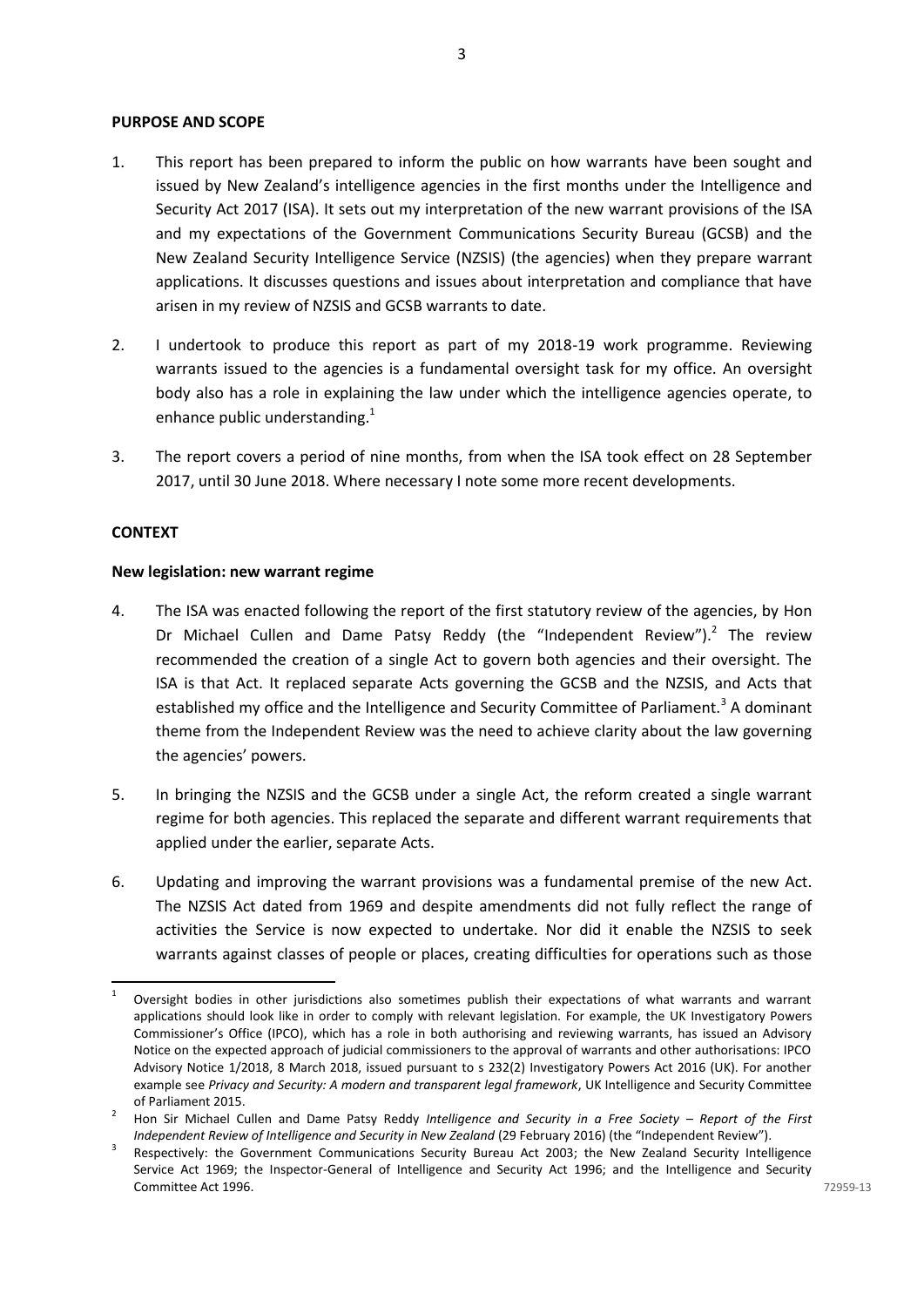**PURPOSE AND SCOPE**

1. This report has been prepared to inform the public on how warrants have been sought and issued by New Zealand's intelligence agencies in the first months under the Intelligence and Security Act 2017 (ISA). It sets out my interpretation of the new warrant provisions of the ISA and my expectations of the Government Communications Security Bureau (GCSB) and the New Zealand Security Intelligence Service (NZSIS) (the agencies) when they prepare warrant applications. It discusses questions and issues about interpretation and compliance that have arisen in my review of NZSIS and GCSB warrants to date.

2. I undertook to produce this report as part of my 2018-19 work programme. Reviewing warrants issued to the agencies is a fundamental oversight task for my office. An oversight body also has a role in explaining the law under which the intelligence agencies operate, to enhance public understanding.[1]

3. The report covers a period of nine months, from when the ISA took effect on 28 September 2017, until 30 June 2018. Where necessary I note some more recent developments.

**CONTEXT**

**New legislation: new warrant regime**

4. The ISA was enacted following the report of the first statutory review of the agencies, by Hon Dr Michael Cullen and Dame Patsy Reddy (the "Independent Review").[2] The review recommended the creation of a single Act to govern both agencies and their oversight. The ISA is that Act. It replaced separate Acts governing the GCSB and the NZSIS, and Acts that established my office and the Intelligence and Security Committee of Parliament.[3] A dominant theme from the Independent Review was the need to achieve clarity about the law governing the agencies' powers.

5. In bringing the NZSIS and the GCSB under a single Act, the reform created a single warrant regime for both agencies. This replaced the separate and different warrant requirements that applied under the earlier, separate Acts.

6. Updating and improving the warrant provisions was a fundamental premise of the new Act. The NZSIS Act dated from 1969 and despite amendments did not fully reflect the range of activities the Service is now expected to undertake. Nor did it enable the NZSIS to seek warrants against classes of people or places, creating difficulties for operations such as those

---

[1] Oversight bodies in other jurisdictions also sometimes publish their expectations of what warrants and warrant applications should look like in order to comply with relevant legislation. For example, the UK Investigatory Powers Commissioner's Office (IPCO), which has a role in both authorising and reviewing warrants, has issued an Advisory Notice on the expected approach of judicial commissioners to the approval of warrants and other authorisations: IPCO Advisory Notice 1/2018, 8 March 2018, issued pursuant to s 232(2) Investigatory Powers Act 2016 (UK). For another example see *Privacy and Security: A modern and transparent legal framework*, UK Intelligence and Security Committee of Parliament 2015.

[2] Hon Sir Michael Cullen and Dame Patsy Reddy *Intelligence and Security in a Free Society – Report of the First Independent Review of Intelligence and Security in New Zealand* (29 February 2016) (the "Independent Review").

[3] Respectively: the Government Communications Security Bureau Act 2003; the New Zealand Security Intelligence Service Act 1969; the Inspector-General of Intelligence and Security Act 1996; and the Intelligence and Security Committee Act 1996.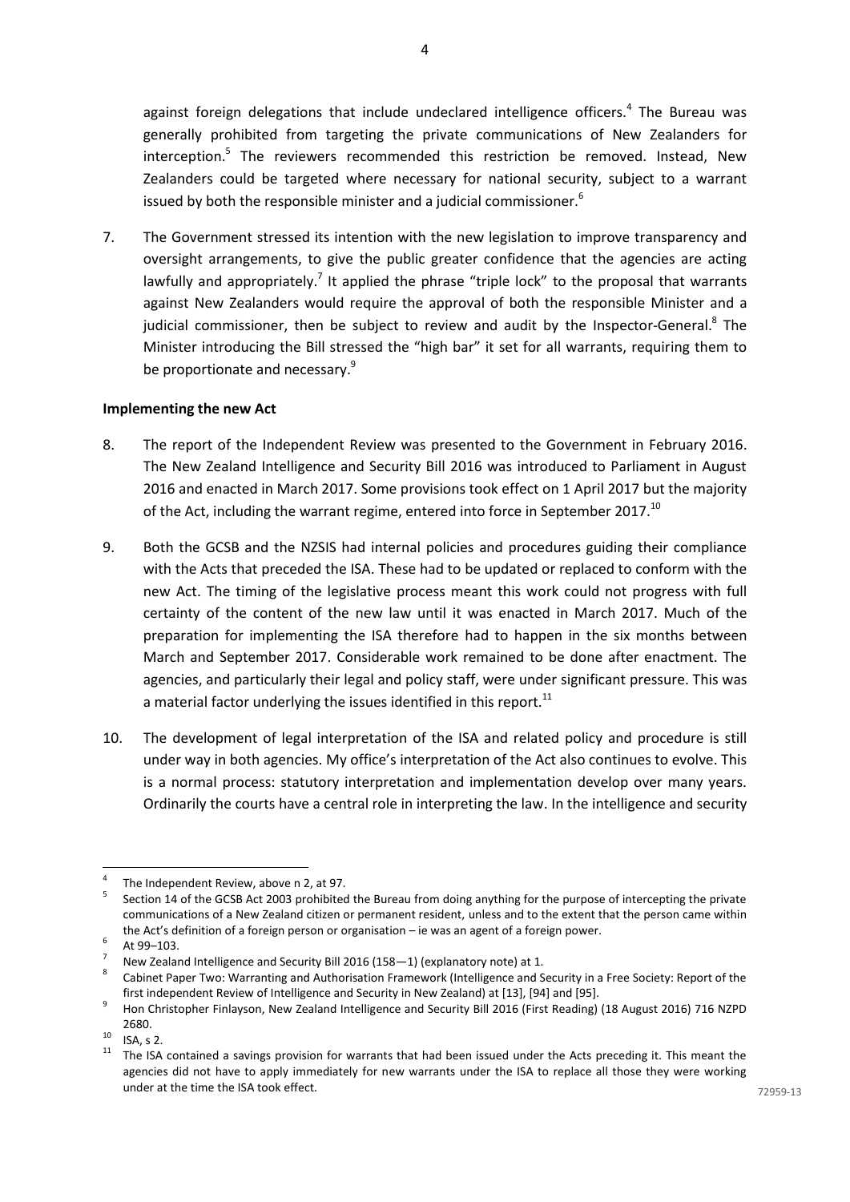against foreign delegations that include undeclared intelligence officers.[4] The Bureau was generally prohibited from targeting the private communications of New Zealanders for interception.[5] The reviewers recommended this restriction be removed. Instead, New Zealanders could be targeted where necessary for national security, subject to a warrant issued by both the responsible minister and a judicial commissioner.[6]

7. The Government stressed its intention with the new legislation to improve transparency and oversight arrangements, to give the public greater confidence that the agencies are acting lawfully and appropriately.[7] It applied the phrase "triple lock" to the proposal that warrants against New Zealanders would require the approval of both the responsible Minister and a judicial commissioner, then be subject to review and audit by the Inspector-General.[8] The Minister introducing the Bill stressed the "high bar" it set for all warrants, requiring them to be proportionate and necessary.[9]

**Implementing the new Act**

8. The report of the Independent Review was presented to the Government in February 2016. The New Zealand Intelligence and Security Bill 2016 was introduced to Parliament in August 2016 and enacted in March 2017. Some provisions took effect on 1 April 2017 but the majority of the Act, including the warrant regime, entered into force in September 2017.[10]

9. Both the GCSB and the NZSIS had internal policies and procedures guiding their compliance with the Acts that preceded the ISA. These had to be updated or replaced to conform with the new Act. The timing of the legislative process meant this work could not progress with full certainty of the content of the new law until it was enacted in March 2017. Much of the preparation for implementing the ISA therefore had to happen in the six months between March and September 2017. Considerable work remained to be done after enactment. The agencies, and particularly their legal and policy staff, were under significant pressure. This was a material factor underlying the issues identified in this report.[11]

10. The development of legal interpretation of the ISA and related policy and procedure is still under way in both agencies. My office's interpretation of the Act also continues to evolve. This is a normal process: statutory interpretation and implementation develop over many years. Ordinarily the courts have a central role in interpreting the law. In the intelligence and security

---

[4] The Independent Review, above n 2, at 97.

[5] Section 14 of the GCSB Act 2003 prohibited the Bureau from doing anything for the purpose of intercepting the private communications of a New Zealand citizen or permanent resident, unless and to the extent that the person came within the Act's definition of a foreign person or organisation – ie was an agent of a foreign power.

[6] At 99–103.

[7] New Zealand Intelligence and Security Bill 2016 (158—1) (explanatory note) at 1.

[8] Cabinet Paper Two: Warranting and Authorisation Framework (Intelligence and Security in a Free Society: Report of the first independent Review of Intelligence and Security in New Zealand) at [13], [94] and [95].

[9] Hon Christopher Finlayson, New Zealand Intelligence and Security Bill 2016 (First Reading) (18 August 2016) 716 NZPD 2680.

[10] ISA, s 2.

[11] The ISA contained a savings provision for warrants that had been issued under the Acts preceding it. This meant the agencies did not have to apply immediately for new warrants under the ISA to replace all those they were working under at the time the ISA took effect.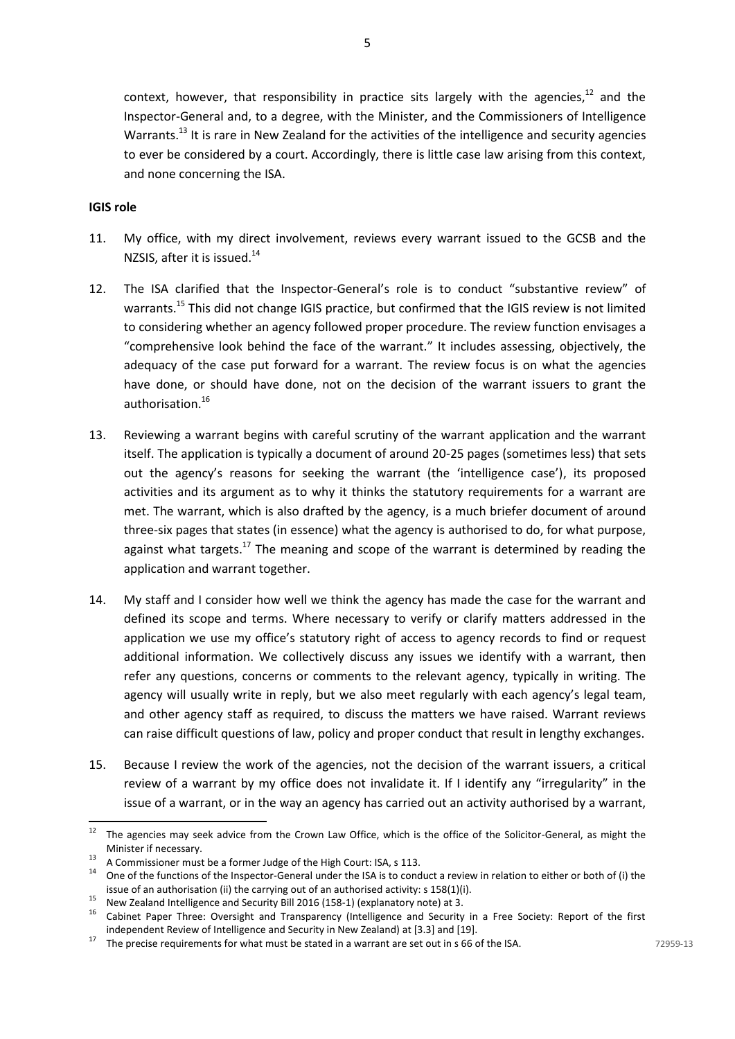context, however, that responsibility in practice sits largely with the agencies,[12] and the Inspector-General and, to a degree, with the Minister, and the Commissioners of Intelligence Warrants.[13] It is rare in New Zealand for the activities of the intelligence and security agencies to ever be considered by a court. Accordingly, there is little case law arising from this context, and none concerning the ISA.

**IGIS role**

11. My office, with my direct involvement, reviews every warrant issued to the GCSB and the NZSIS, after it is issued.[14]

12. The ISA clarified that the Inspector-General's role is to conduct "substantive review" of warrants.[15] This did not change IGIS practice, but confirmed that the IGIS review is not limited to considering whether an agency followed proper procedure. The review function envisages a "comprehensive look behind the face of the warrant." It includes assessing, objectively, the adequacy of the case put forward for a warrant. The review focus is on what the agencies have done, or should have done, not on the decision of the warrant issuers to grant the authorisation.[16]

13. Reviewing a warrant begins with careful scrutiny of the warrant application and the warrant itself. The application is typically a document of around 20-25 pages (sometimes less) that sets out the agency's reasons for seeking the warrant (the 'intelligence case'), its proposed activities and its argument as to why it thinks the statutory requirements for a warrant are met. The warrant, which is also drafted by the agency, is a much briefer document of around three-six pages that states (in essence) what the agency is authorised to do, for what purpose, against what targets.[17] The meaning and scope of the warrant is determined by reading the application and warrant together.

14. My staff and I consider how well we think the agency has made the case for the warrant and defined its scope and terms. Where necessary to verify or clarify matters addressed in the application we use my office's statutory right of access to agency records to find or request additional information. We collectively discuss any issues we identify with a warrant, then refer any questions, concerns or comments to the relevant agency, typically in writing. The agency will usually write in reply, but we also meet regularly with each agency's legal team, and other agency staff as required, to discuss the matters we have raised. Warrant reviews can raise difficult questions of law, policy and proper conduct that result in lengthy exchanges.

15. Because I review the work of the agencies, not the decision of the warrant issuers, a critical review of a warrant by my office does not invalidate it. If I identify any "irregularity" in the issue of a warrant, or in the way an agency has carried out an activity authorised by a warrant,

---

[12] The agencies may seek advice from the Crown Law Office, which is the office of the Solicitor-General, as might the Minister if necessary.

[13] A Commissioner must be a former Judge of the High Court: ISA, s 113.

[14] One of the functions of the Inspector-General under the ISA is to conduct a review in relation to either or both of (i) the issue of an authorisation (ii) the carrying out of an authorised activity: s 158(1)(i).

[15] New Zealand Intelligence and Security Bill 2016 (158-1) (explanatory note) at 3.

[16] Cabinet Paper Three: Oversight and Transparency (Intelligence and Security in a Free Society: Report of the first independent Review of Intelligence and Security in New Zealand) at [3.3] and [19].

[17] The precise requirements for what must be stated in a warrant are set out in s 66 of the ISA.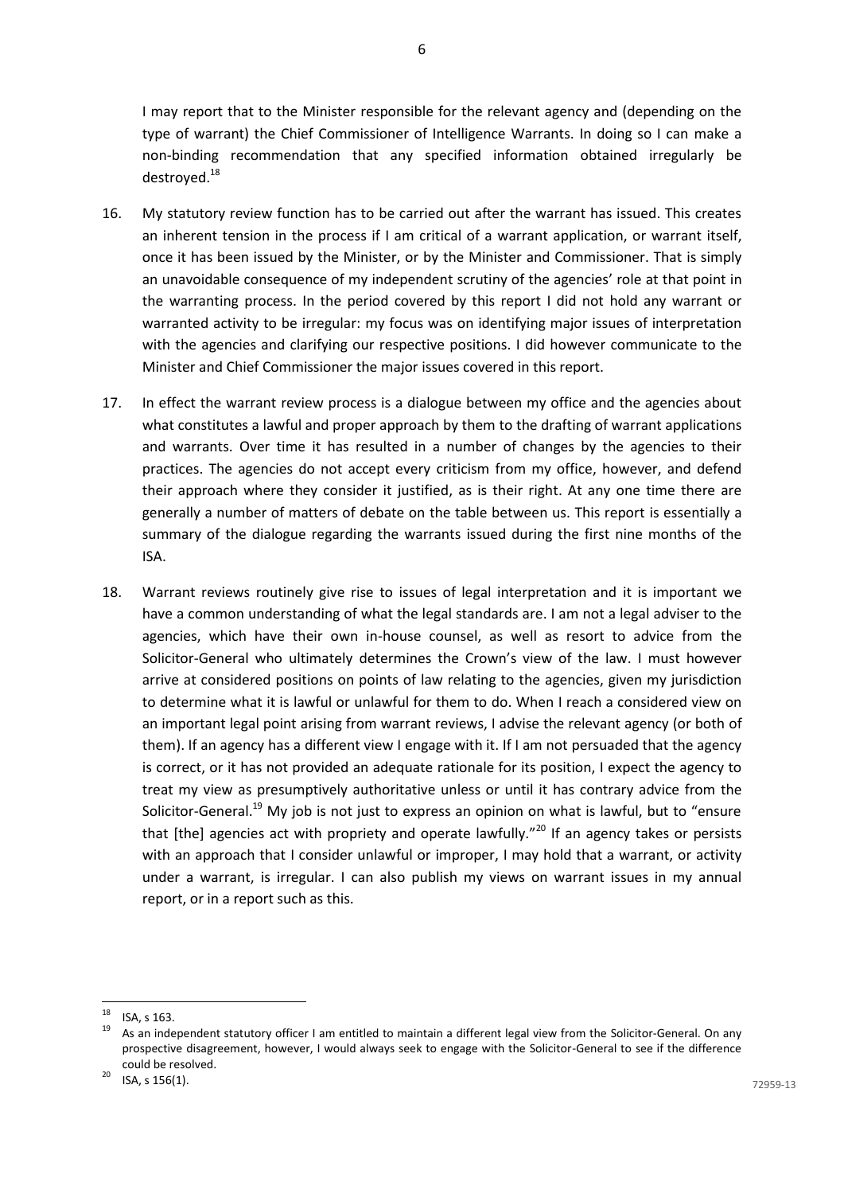I may report that to the Minister responsible for the relevant agency and (depending on the type of warrant) the Chief Commissioner of Intelligence Warrants. In doing so I can make a non-binding recommendation that any specified information obtained irregularly be destroyed.[18]

16. My statutory review function has to be carried out after the warrant has issued. This creates an inherent tension in the process if I am critical of a warrant application, or warrant itself, once it has been issued by the Minister, or by the Minister and Commissioner. That is simply an unavoidable consequence of my independent scrutiny of the agencies' role at that point in the warranting process. In the period covered by this report I did not hold any warrant or warranted activity to be irregular: my focus was on identifying major issues of interpretation with the agencies and clarifying our respective positions. I did however communicate to the Minister and Chief Commissioner the major issues covered in this report.

17. In effect the warrant review process is a dialogue between my office and the agencies about what constitutes a lawful and proper approach by them to the drafting of warrant applications and warrants. Over time it has resulted in a number of changes by the agencies to their practices. The agencies do not accept every criticism from my office, however, and defend their approach where they consider it justified, as is their right. At any one time there are generally a number of matters of debate on the table between us. This report is essentially a summary of the dialogue regarding the warrants issued during the first nine months of the ISA.

18. Warrant reviews routinely give rise to issues of legal interpretation and it is important we have a common understanding of what the legal standards are. I am not a legal adviser to the agencies, which have their own in-house counsel, as well as resort to advice from the Solicitor-General who ultimately determines the Crown's view of the law. I must however arrive at considered positions on points of law relating to the agencies, given my jurisdiction to determine what it is lawful or unlawful for them to do. When I reach a considered view on an important legal point arising from warrant reviews, I advise the relevant agency (or both of them). If an agency has a different view I engage with it. If I am not persuaded that the agency is correct, or it has not provided an adequate rationale for its position, I expect the agency to treat my view as presumptively authoritative unless or until it has contrary advice from the Solicitor-General.[19] My job is not just to express an opinion on what is lawful, but to "ensure that [the] agencies act with propriety and operate lawfully."[20] If an agency takes or persists with an approach that I consider unlawful or improper, I may hold that a warrant, or activity under a warrant, is irregular. I can also publish my views on warrant issues in my annual report, or in a report such as this.

---

[18] ISA, s 163.

[19] As an independent statutory officer I am entitled to maintain a different legal view from the Solicitor-General. On any prospective disagreement, however, I would always seek to engage with the Solicitor-General to see if the difference could be resolved.

[20] ISA, s 156(1).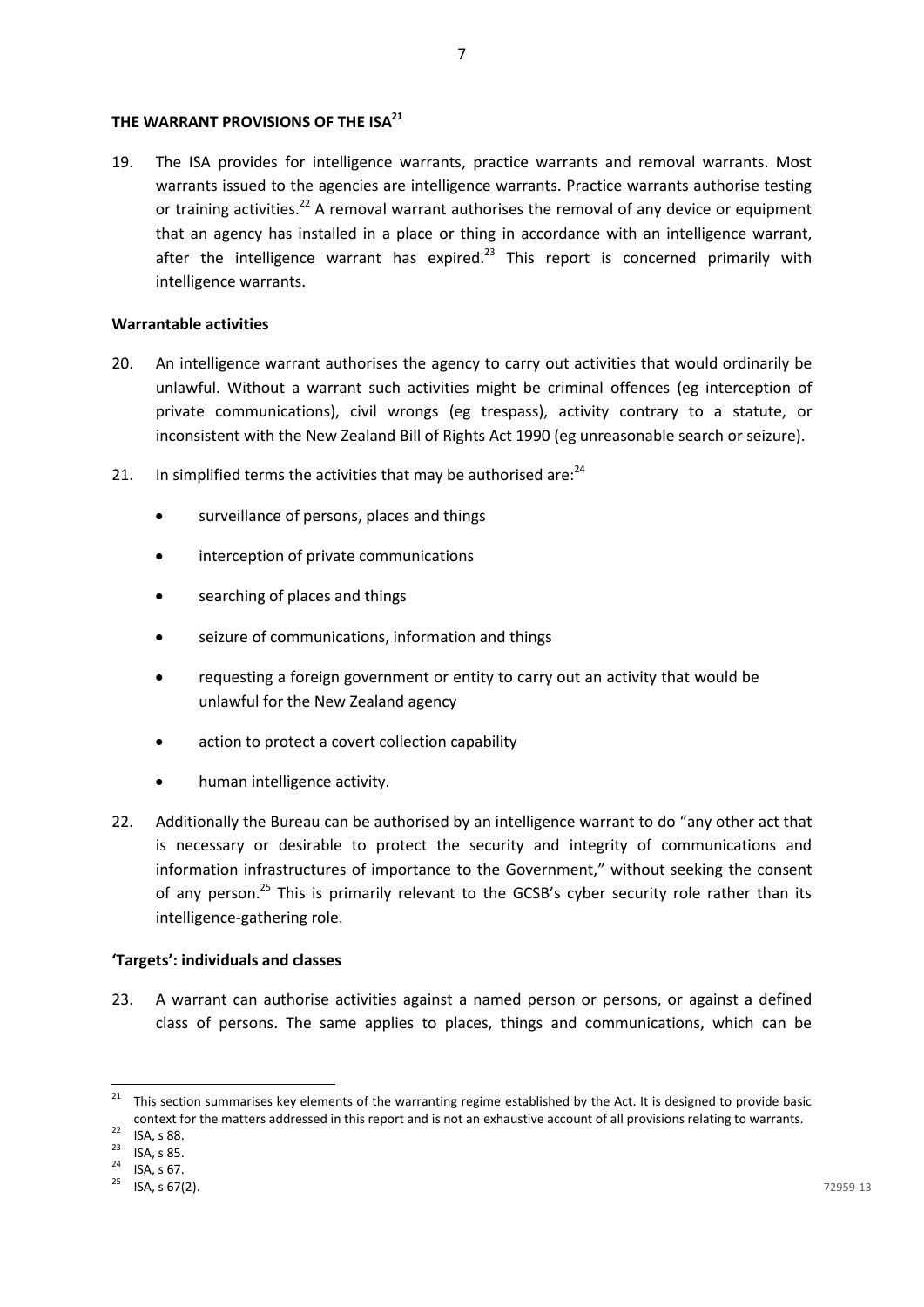## THE WARRANT PROVISIONS OF THE ISA[21]

19. The ISA provides for intelligence warrants, practice warrants and removal warrants. Most warrants issued to the agencies are intelligence warrants. Practice warrants authorise testing or training activities.[22] A removal warrant authorises the removal of any device or equipment that an agency has installed in a place or thing in accordance with an intelligence warrant, after the intelligence warrant has expired.[23] This report is concerned primarily with intelligence warrants.

### Warrantable activities

20. An intelligence warrant authorises the agency to carry out activities that would ordinarily be unlawful. Without a warrant such activities might be criminal offences (eg interception of private communications), civil wrongs (eg trespass), activity contrary to a statute, or inconsistent with the New Zealand Bill of Rights Act 1990 (eg unreasonable search or seizure).

21. In simplified terms the activities that may be authorised are:[24]

    - surveillance of persons, places and things
    - interception of private communications
    - searching of places and things
    - seizure of communications, information and things
    - requesting a foreign government or entity to carry out an activity that would be unlawful for the New Zealand agency
    - action to protect a covert collection capability
    - human intelligence activity.

22. Additionally the Bureau can be authorised by an intelligence warrant to do "any other act that is necessary or desirable to protect the security and integrity of communications and information infrastructures of importance to the Government," without seeking the consent of any person.[25] This is primarily relevant to the GCSB's cyber security role rather than its intelligence-gathering role.

### 'Targets': individuals and classes

23. A warrant can authorise activities against a named person or persons, or against a defined class of persons. The same applies to places, things and communications, which can be

---

[21] This section summarises key elements of the warranting regime established by the Act. It is designed to provide basic context for the matters addressed in this report and is not an exhaustive account of all provisions relating to warrants.

[22] ISA, s 88.

[23] ISA, s 85.

[24] ISA, s 67.

[25] ISA, s 67(2).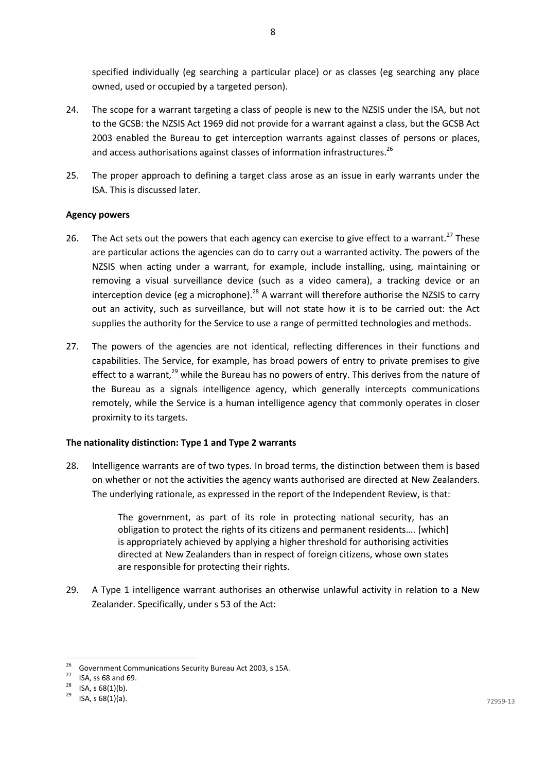specified individually (eg searching a particular place) or as classes (eg searching any place owned, used or occupied by a targeted person).

24. The scope for a warrant targeting a class of people is new to the NZSIS under the ISA, but not to the GCSB: the NZSIS Act 1969 did not provide for a warrant against a class, but the GCSB Act 2003 enabled the Bureau to get interception warrants against classes of persons or places, and access authorisations against classes of information infrastructures.[26]

25. The proper approach to defining a target class arose as an issue in early warrants under the ISA. This is discussed later.

**Agency powers**

26. The Act sets out the powers that each agency can exercise to give effect to a warrant.[27] These are particular actions the agencies can do to carry out a warranted activity. The powers of the NZSIS when acting under a warrant, for example, include installing, using, maintaining or removing a visual surveillance device (such as a video camera), a tracking device or an interception device (eg a microphone).[28] A warrant will therefore authorise the NZSIS to carry out an activity, such as surveillance, but will not state how it is to be carried out: the Act supplies the authority for the Service to use a range of permitted technologies and methods.

27. The powers of the agencies are not identical, reflecting differences in their functions and capabilities. The Service, for example, has broad powers of entry to private premises to give effect to a warrant,[29] while the Bureau has no powers of entry. This derives from the nature of the Bureau as a signals intelligence agency, which generally intercepts communications remotely, while the Service is a human intelligence agency that commonly operates in closer proximity to its targets.

**The nationality distinction: Type 1 and Type 2 warrants**

28. Intelligence warrants are of two types. In broad terms, the distinction between them is based on whether or not the activities the agency wants authorised are directed at New Zealanders. The underlying rationale, as expressed in the report of the Independent Review, is that:

> The government, as part of its role in protecting national security, has an obligation to protect the rights of its citizens and permanent residents…. [which] is appropriately achieved by applying a higher threshold for authorising activities directed at New Zealanders than in respect of foreign citizens, whose own states are responsible for protecting their rights.

29. A Type 1 intelligence warrant authorises an otherwise unlawful activity in relation to a New Zealander. Specifically, under s 53 of the Act:

---

[26] Government Communications Security Bureau Act 2003, s 15A.

[27] ISA, ss 68 and 69.

[28] ISA, s 68(1)(b).

[29] ISA, s 68(1)(a).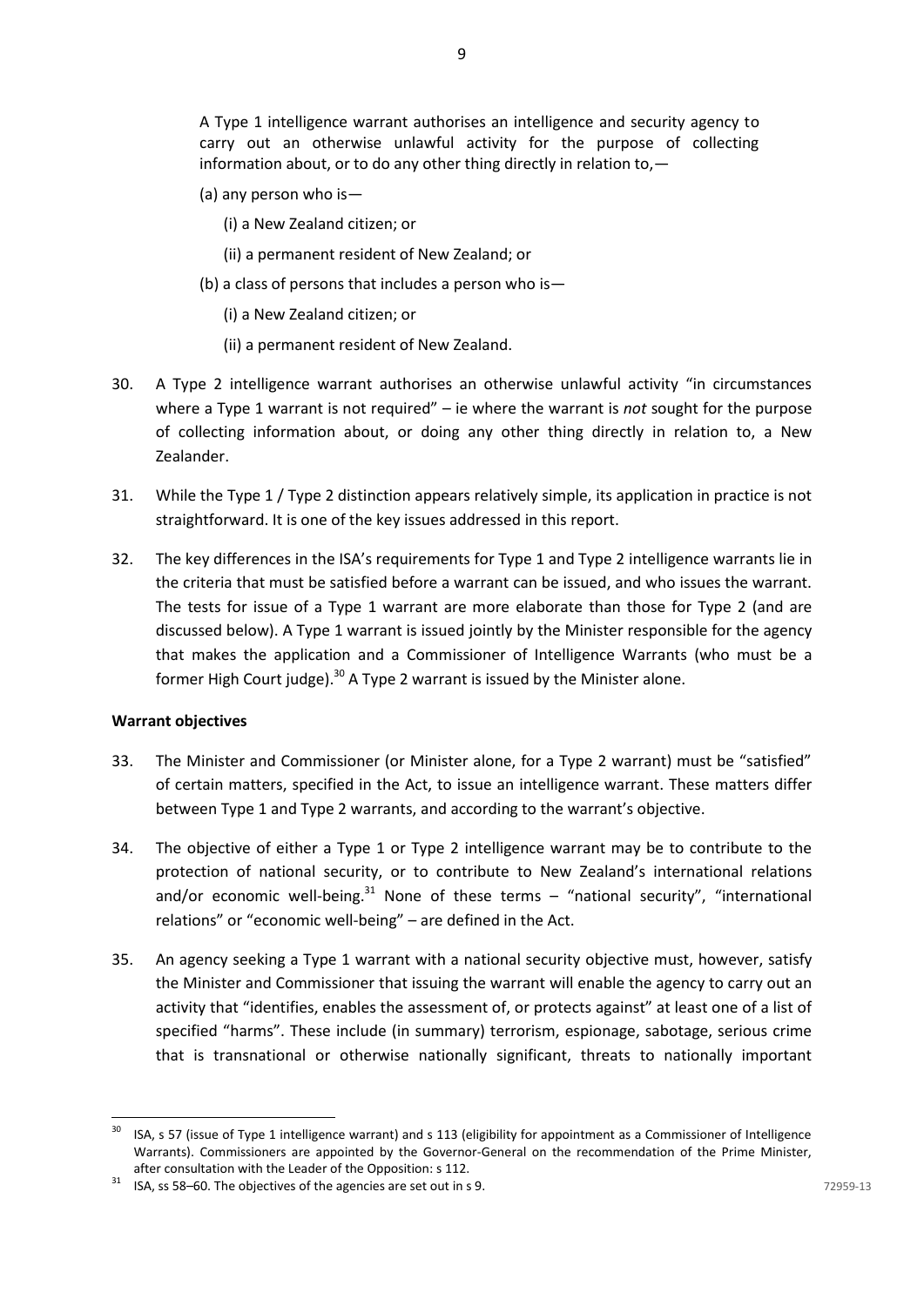A Type 1 intelligence warrant authorises an intelligence and security agency to carry out an otherwise unlawful activity for the purpose of collecting information about, or to do any other thing directly in relation to,—

(a) any person who is—

(i) a New Zealand citizen; or

(ii) a permanent resident of New Zealand; or

(b) a class of persons that includes a person who is—

(i) a New Zealand citizen; or

(ii) a permanent resident of New Zealand.

30. A Type 2 intelligence warrant authorises an otherwise unlawful activity "in circumstances where a Type 1 warrant is not required" – ie where the warrant is *not* sought for the purpose of collecting information about, or doing any other thing directly in relation to, a New Zealander.

31. While the Type 1 / Type 2 distinction appears relatively simple, its application in practice is not straightforward. It is one of the key issues addressed in this report.

32. The key differences in the ISA's requirements for Type 1 and Type 2 intelligence warrants lie in the criteria that must be satisfied before a warrant can be issued, and who issues the warrant. The tests for issue of a Type 1 warrant are more elaborate than those for Type 2 (and are discussed below). A Type 1 warrant is issued jointly by the Minister responsible for the agency that makes the application and a Commissioner of Intelligence Warrants (who must be a former High Court judge).[30] A Type 2 warrant is issued by the Minister alone.

**Warrant objectives**

33. The Minister and Commissioner (or Minister alone, for a Type 2 warrant) must be "satisfied" of certain matters, specified in the Act, to issue an intelligence warrant. These matters differ between Type 1 and Type 2 warrants, and according to the warrant's objective.

34. The objective of either a Type 1 or Type 2 intelligence warrant may be to contribute to the protection of national security, or to contribute to New Zealand's international relations and/or economic well-being.[31] None of these terms – "national security", "international relations" or "economic well-being" – are defined in the Act.

35. An agency seeking a Type 1 warrant with a national security objective must, however, satisfy the Minister and Commissioner that issuing the warrant will enable the agency to carry out an activity that "identifies, enables the assessment of, or protects against" at least one of a list of specified "harms". These include (in summary) terrorism, espionage, sabotage, serious crime that is transnational or otherwise nationally significant, threats to nationally important

---

[30] ISA, s 57 (issue of Type 1 intelligence warrant) and s 113 (eligibility for appointment as a Commissioner of Intelligence Warrants). Commissioners are appointed by the Governor-General on the recommendation of the Prime Minister, after consultation with the Leader of the Opposition: s 112.

[31] ISA, ss 58–60. The objectives of the agencies are set out in s 9.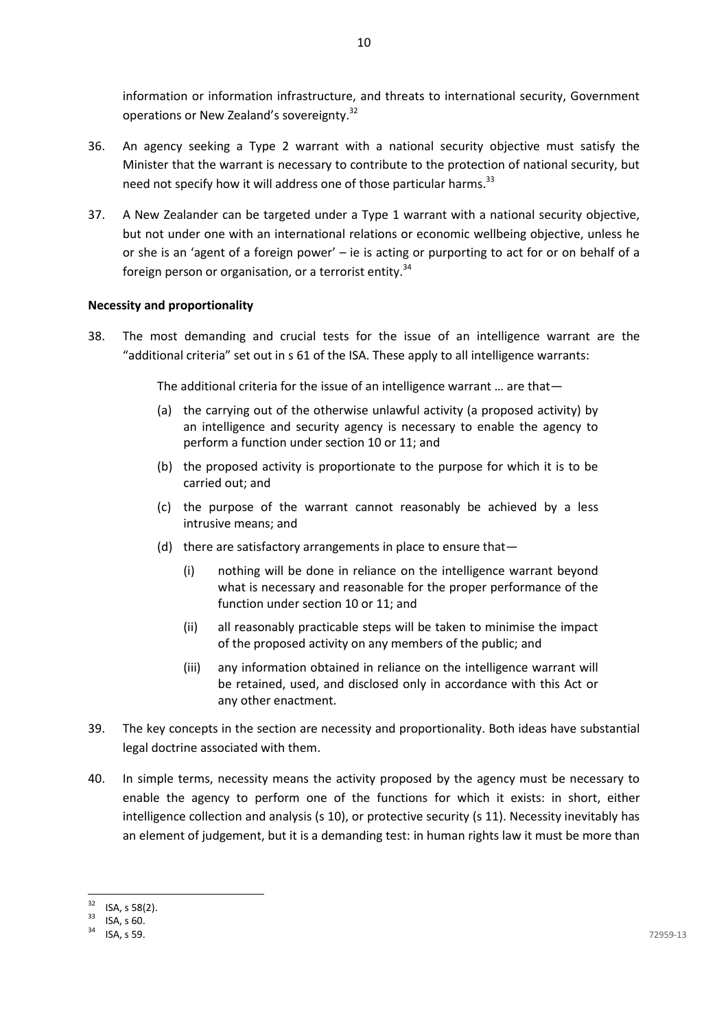information or information infrastructure, and threats to international security, Government operations or New Zealand's sovereignty.[32]

36. An agency seeking a Type 2 warrant with a national security objective must satisfy the Minister that the warrant is necessary to contribute to the protection of national security, but need not specify how it will address one of those particular harms.[33]

37. A New Zealander can be targeted under a Type 1 warrant with a national security objective, but not under one with an international relations or economic wellbeing objective, unless he or she is an 'agent of a foreign power' – ie is acting or purporting to act for or on behalf of a foreign person or organisation, or a terrorist entity.[34]

**Necessity and proportionality**

38. The most demanding and crucial tests for the issue of an intelligence warrant are the "additional criteria" set out in s 61 of the ISA. These apply to all intelligence warrants:

> The additional criteria for the issue of an intelligence warrant … are that—
>
> (a) the carrying out of the otherwise unlawful activity (a proposed activity) by an intelligence and security agency is necessary to enable the agency to perform a function under section 10 or 11; and
>
> (b) the proposed activity is proportionate to the purpose for which it is to be carried out; and
>
> (c) the purpose of the warrant cannot reasonably be achieved by a less intrusive means; and
>
> (d) there are satisfactory arrangements in place to ensure that—
>
> (i) nothing will be done in reliance on the intelligence warrant beyond what is necessary and reasonable for the proper performance of the function under section 10 or 11; and
>
> (ii) all reasonably practicable steps will be taken to minimise the impact of the proposed activity on any members of the public; and
>
> (iii) any information obtained in reliance on the intelligence warrant will be retained, used, and disclosed only in accordance with this Act or any other enactment.

39. The key concepts in the section are necessity and proportionality. Both ideas have substantial legal doctrine associated with them.

40. In simple terms, necessity means the activity proposed by the agency must be necessary to enable the agency to perform one of the functions for which it exists: in short, either intelligence collection and analysis (s 10), or protective security (s 11). Necessity inevitably has an element of judgement, but it is a demanding test: in human rights law it must be more than

---

[32] ISA, s 58(2).

[33] ISA, s 60.

[34] ISA, s 59.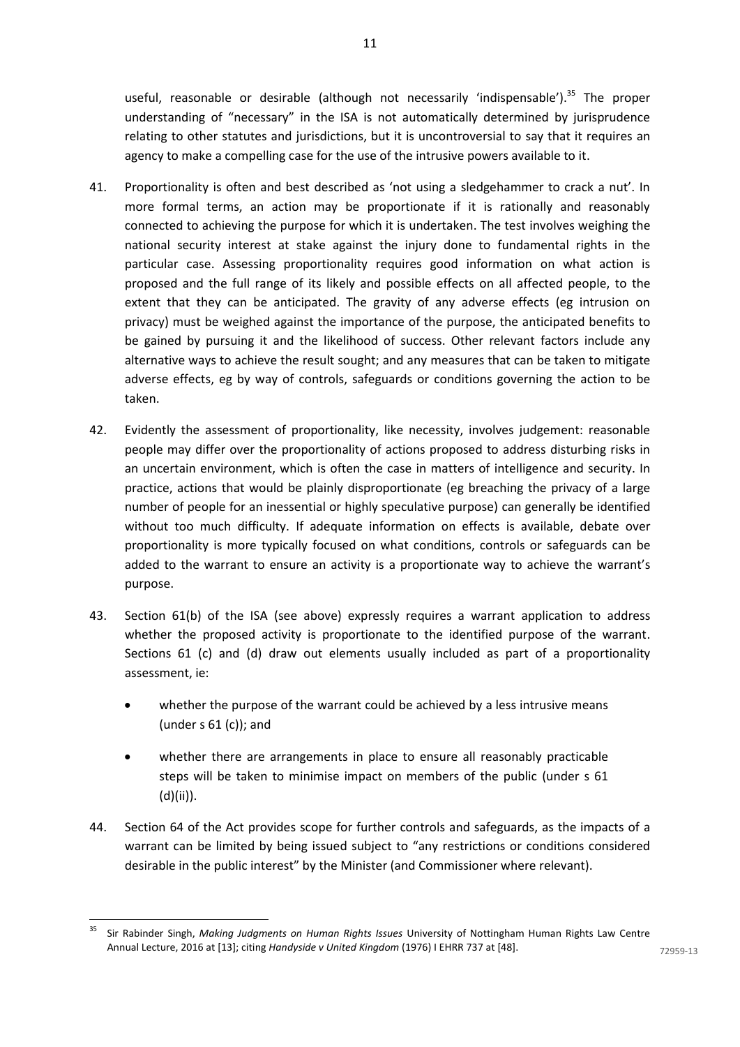useful, reasonable or desirable (although not necessarily 'indispensable').[35] The proper understanding of "necessary" in the ISA is not automatically determined by jurisprudence relating to other statutes and jurisdictions, but it is uncontroversial to say that it requires an agency to make a compelling case for the use of the intrusive powers available to it.

41. Proportionality is often and best described as 'not using a sledgehammer to crack a nut'. In more formal terms, an action may be proportionate if it is rationally and reasonably connected to achieving the purpose for which it is undertaken. The test involves weighing the national security interest at stake against the injury done to fundamental rights in the particular case. Assessing proportionality requires good information on what action is proposed and the full range of its likely and possible effects on all affected people, to the extent that they can be anticipated. The gravity of any adverse effects (eg intrusion on privacy) must be weighed against the importance of the purpose, the anticipated benefits to be gained by pursuing it and the likelihood of success. Other relevant factors include any alternative ways to achieve the result sought; and any measures that can be taken to mitigate adverse effects, eg by way of controls, safeguards or conditions governing the action to be taken.

42. Evidently the assessment of proportionality, like necessity, involves judgement: reasonable people may differ over the proportionality of actions proposed to address disturbing risks in an uncertain environment, which is often the case in matters of intelligence and security. In practice, actions that would be plainly disproportionate (eg breaching the privacy of a large number of people for an inessential or highly speculative purpose) can generally be identified without too much difficulty. If adequate information on effects is available, debate over proportionality is more typically focused on what conditions, controls or safeguards can be added to the warrant to ensure an activity is a proportionate way to achieve the warrant's purpose.

43. Section 61(b) of the ISA (see above) expressly requires a warrant application to address whether the proposed activity is proportionate to the identified purpose of the warrant. Sections 61 (c) and (d) draw out elements usually included as part of a proportionality assessment, ie:

    - whether the purpose of the warrant could be achieved by a less intrusive means (under s 61 (c)); and
    - whether there are arrangements in place to ensure all reasonably practicable steps will be taken to minimise impact on members of the public (under s 61 (d)(ii)).

44. Section 64 of the Act provides scope for further controls and safeguards, as the impacts of a warrant can be limited by being issued subject to "any restrictions or conditions considered desirable in the public interest" by the Minister (and Commissioner where relevant).

---

[35] Sir Rabinder Singh, *Making Judgments on Human Rights Issues* University of Nottingham Human Rights Law Centre Annual Lecture, 2016 at [13]; citing *Handyside v United Kingdom* (1976) I EHRR 737 at [48].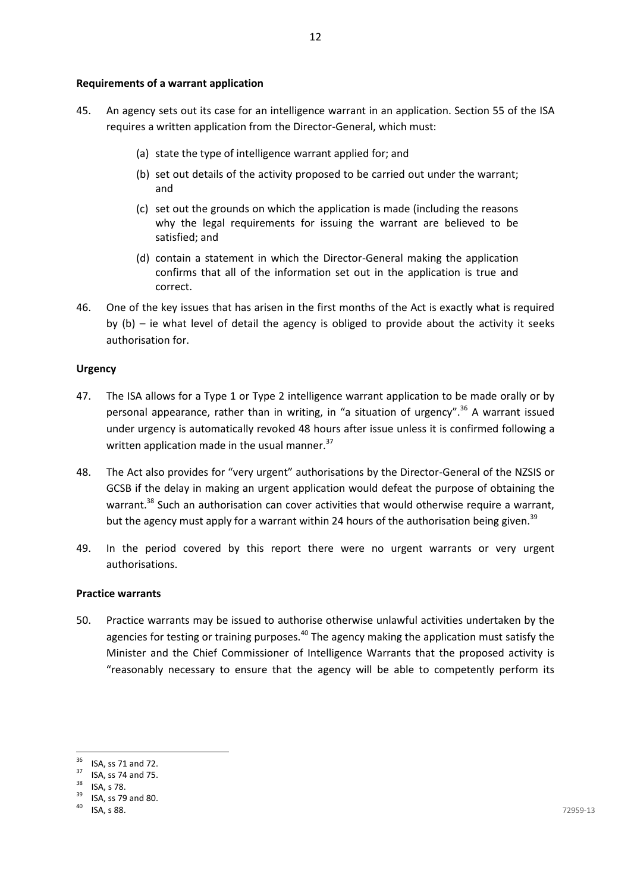**Requirements of a warrant application**

45. An agency sets out its case for an intelligence warrant in an application. Section 55 of the ISA requires a written application from the Director-General, which must:

    (a) state the type of intelligence warrant applied for; and

    (b) set out details of the activity proposed to be carried out under the warrant; and

    (c) set out the grounds on which the application is made (including the reasons why the legal requirements for issuing the warrant are believed to be satisfied; and

    (d) contain a statement in which the Director-General making the application confirms that all of the information set out in the application is true and correct.

46. One of the key issues that has arisen in the first months of the Act is exactly what is required by (b) – ie what level of detail the agency is obliged to provide about the activity it seeks authorisation for.

**Urgency**

47. The ISA allows for a Type 1 or Type 2 intelligence warrant application to be made orally or by personal appearance, rather than in writing, in "a situation of urgency".[36] A warrant issued under urgency is automatically revoked 48 hours after issue unless it is confirmed following a written application made in the usual manner.[37]

48. The Act also provides for "very urgent" authorisations by the Director-General of the NZSIS or GCSB if the delay in making an urgent application would defeat the purpose of obtaining the warrant.[38] Such an authorisation can cover activities that would otherwise require a warrant, but the agency must apply for a warrant within 24 hours of the authorisation being given.[39]

49. In the period covered by this report there were no urgent warrants or very urgent authorisations.

**Practice warrants**

50. Practice warrants may be issued to authorise otherwise unlawful activities undertaken by the agencies for testing or training purposes.[40] The agency making the application must satisfy the Minister and the Chief Commissioner of Intelligence Warrants that the proposed activity is "reasonably necessary to ensure that the agency will be able to competently perform its

---

[36] ISA, ss 71 and 72.

[37] ISA, ss 74 and 75.

[38] ISA, s 78.

[39] ISA, ss 79 and 80.

[40] ISA, s 88.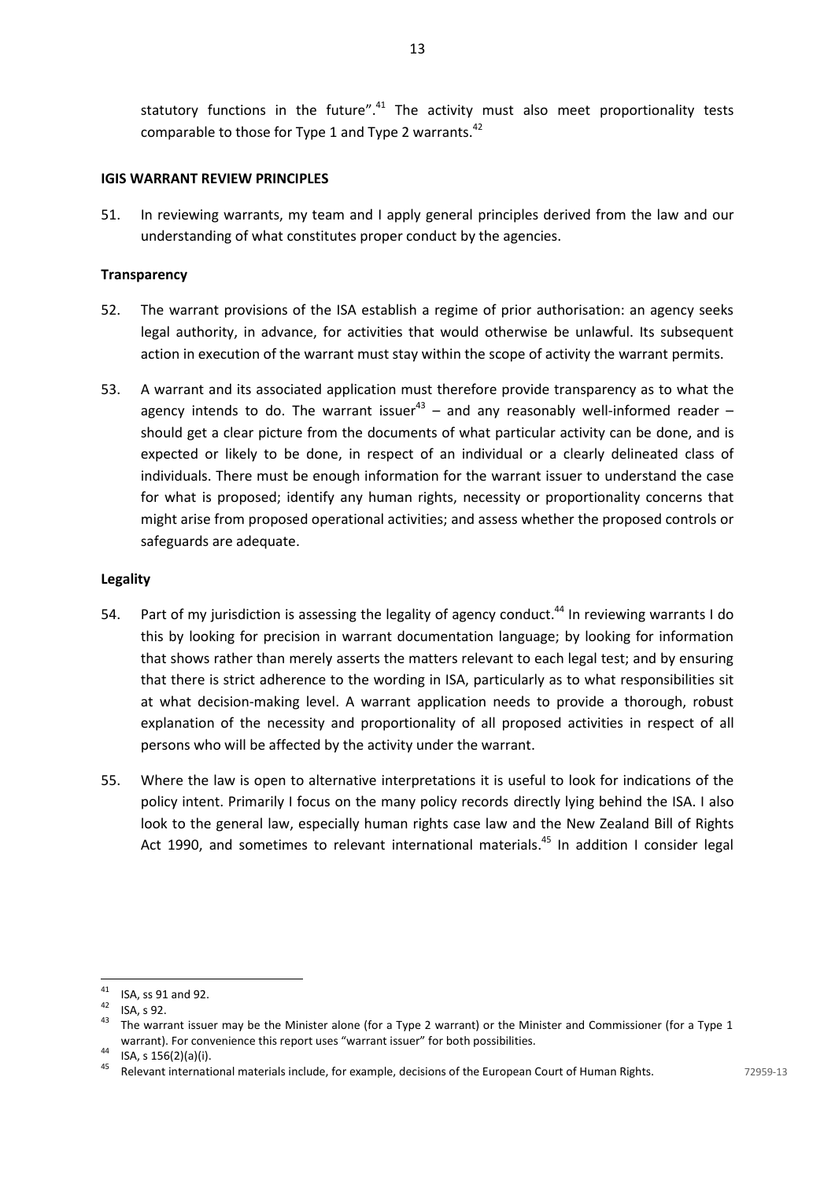statutory functions in the future".[41] The activity must also meet proportionality tests comparable to those for Type 1 and Type 2 warrants.[42]

## IGIS WARRANT REVIEW PRINCIPLES

51. In reviewing warrants, my team and I apply general principles derived from the law and our understanding of what constitutes proper conduct by the agencies.

### Transparency

52. The warrant provisions of the ISA establish a regime of prior authorisation: an agency seeks legal authority, in advance, for activities that would otherwise be unlawful. Its subsequent action in execution of the warrant must stay within the scope of activity the warrant permits.

53. A warrant and its associated application must therefore provide transparency as to what the agency intends to do. The warrant issuer[43] – and any reasonably well-informed reader – should get a clear picture from the documents of what particular activity can be done, and is expected or likely to be done, in respect of an individual or a clearly delineated class of individuals. There must be enough information for the warrant issuer to understand the case for what is proposed; identify any human rights, necessity or proportionality concerns that might arise from proposed operational activities; and assess whether the proposed controls or safeguards are adequate.

### Legality

54. Part of my jurisdiction is assessing the legality of agency conduct.[44] In reviewing warrants I do this by looking for precision in warrant documentation language; by looking for information that shows rather than merely asserts the matters relevant to each legal test; and by ensuring that there is strict adherence to the wording in ISA, particularly as to what responsibilities sit at what decision-making level. A warrant application needs to provide a thorough, robust explanation of the necessity and proportionality of all proposed activities in respect of all persons who will be affected by the activity under the warrant.

55. Where the law is open to alternative interpretations it is useful to look for indications of the policy intent. Primarily I focus on the many policy records directly lying behind the ISA. I also look to the general law, especially human rights case law and the New Zealand Bill of Rights Act 1990, and sometimes to relevant international materials.[45] In addition I consider legal

---

[41] ISA, ss 91 and 92.

[42] ISA, s 92.

[43] The warrant issuer may be the Minister alone (for a Type 2 warrant) or the Minister and Commissioner (for a Type 1 warrant). For convenience this report uses "warrant issuer" for both possibilities.

[44] ISA, s 156(2)(a)(i).

[45] Relevant international materials include, for example, decisions of the European Court of Human Rights.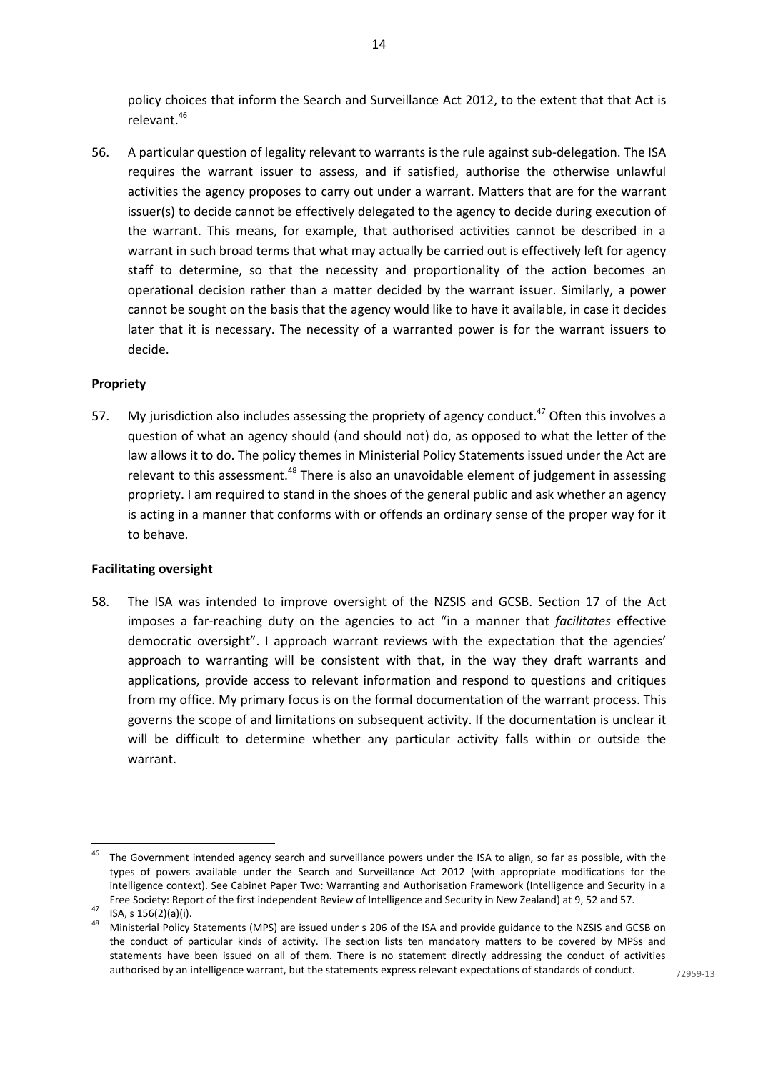policy choices that inform the Search and Surveillance Act 2012, to the extent that that Act is relevant.[46]

56. A particular question of legality relevant to warrants is the rule against sub-delegation. The ISA requires the warrant issuer to assess, and if satisfied, authorise the otherwise unlawful activities the agency proposes to carry out under a warrant. Matters that are for the warrant issuer(s) to decide cannot be effectively delegated to the agency to decide during execution of the warrant. This means, for example, that authorised activities cannot be described in a warrant in such broad terms that what may actually be carried out is effectively left for agency staff to determine, so that the necessity and proportionality of the action becomes an operational decision rather than a matter decided by the warrant issuer. Similarly, a power cannot be sought on the basis that the agency would like to have it available, in case it decides later that it is necessary. The necessity of a warranted power is for the warrant issuers to decide.

**Propriety**

57. My jurisdiction also includes assessing the propriety of agency conduct.[47] Often this involves a question of what an agency should (and should not) do, as opposed to what the letter of the law allows it to do. The policy themes in Ministerial Policy Statements issued under the Act are relevant to this assessment.[48] There is also an unavoidable element of judgement in assessing propriety. I am required to stand in the shoes of the general public and ask whether an agency is acting in a manner that conforms with or offends an ordinary sense of the proper way for it to behave.

**Facilitating oversight**

58. The ISA was intended to improve oversight of the NZSIS and GCSB. Section 17 of the Act imposes a far-reaching duty on the agencies to act "in a manner that *facilitates* effective democratic oversight". I approach warrant reviews with the expectation that the agencies' approach to warranting will be consistent with that, in the way they draft warrants and applications, provide access to relevant information and respond to questions and critiques from my office. My primary focus is on the formal documentation of the warrant process. This governs the scope of and limitations on subsequent activity. If the documentation is unclear it will be difficult to determine whether any particular activity falls within or outside the warrant.

---

[46] The Government intended agency search and surveillance powers under the ISA to align, so far as possible, with the types of powers available under the Search and Surveillance Act 2012 (with appropriate modifications for the intelligence context). See Cabinet Paper Two: Warranting and Authorisation Framework (Intelligence and Security in a Free Society: Report of the first independent Review of Intelligence and Security in New Zealand) at 9, 52 and 57.

[47] ISA, s 156(2)(a)(i).

[48] Ministerial Policy Statements (MPS) are issued under s 206 of the ISA and provide guidance to the NZSIS and GCSB on the conduct of particular kinds of activity. The section lists ten mandatory matters to be covered by MPSs and statements have been issued on all of them. There is no statement directly addressing the conduct of activities authorised by an intelligence warrant, but the statements express relevant expectations of standards of conduct.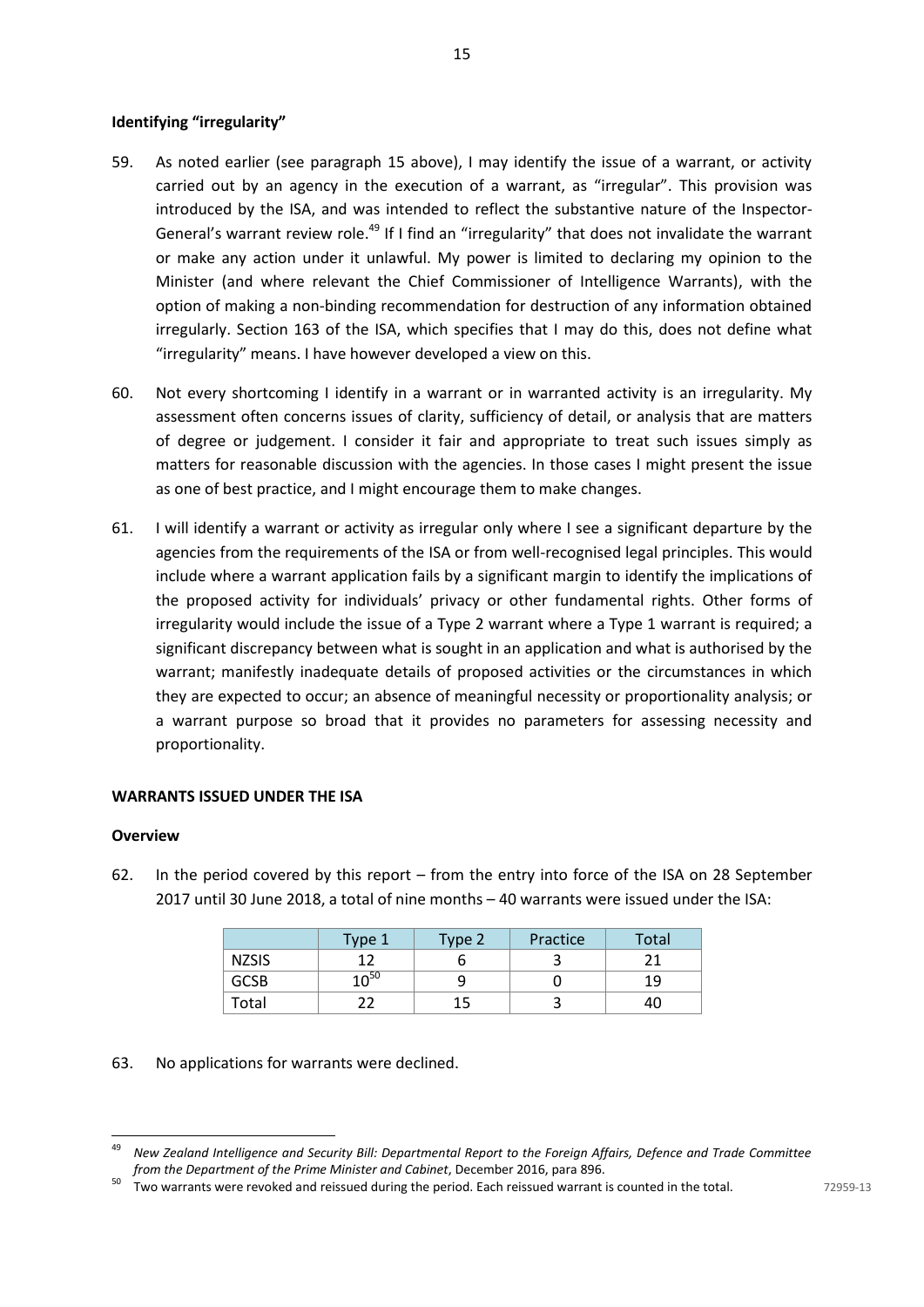### Identifying "irregularity"

59. As noted earlier (see paragraph 15 above), I may identify the issue of a warrant, or activity carried out by an agency in the execution of a warrant, as "irregular". This provision was introduced by the ISA, and was intended to reflect the substantive nature of the Inspector-General's warrant review role.[49] If I find an "irregularity" that does not invalidate the warrant or make any action under it unlawful. My power is limited to declaring my opinion to the Minister (and where relevant the Chief Commissioner of Intelligence Warrants), with the option of making a non-binding recommendation for destruction of any information obtained irregularly. Section 163 of the ISA, which specifies that I may do this, does not define what "irregularity" means. I have however developed a view on this.

60. Not every shortcoming I identify in a warrant or in warranted activity is an irregularity. My assessment often concerns issues of clarity, sufficiency of detail, or analysis that are matters of degree or judgement. I consider it fair and appropriate to treat such issues simply as matters for reasonable discussion with the agencies. In those cases I might present the issue as one of best practice, and I might encourage them to make changes.

61. I will identify a warrant or activity as irregular only where I see a significant departure by the agencies from the requirements of the ISA or from well-recognised legal principles. This would include where a warrant application fails by a significant margin to identify the implications of the proposed activity for individuals' privacy or other fundamental rights. Other forms of irregularity would include the issue of a Type 2 warrant where a Type 1 warrant is required; a significant discrepancy between what is sought in an application and what is authorised by the warrant; manifestly inadequate details of proposed activities or the circumstances in which they are expected to occur; an absence of meaningful necessity or proportionality analysis; or a warrant purpose so broad that it provides no parameters for assessing necessity and proportionality.

## WARRANTS ISSUED UNDER THE ISA

### Overview

62. In the period covered by this report – from the entry into force of the ISA on 28 September 2017 until 30 June 2018, a total of nine months – 40 warrants were issued under the ISA:

| | Type 1 | Type 2 | Practice | Total |
|---|---|---|---|---|
| NZSIS | 12 | 6 | 3 | 21 |
| GCSB | 10[50] | 9 | 0 | 19 |
| Total | 22 | 15 | 3 | 40 |

63. No applications for warrants were declined.

---

[49] *New Zealand Intelligence and Security Bill: Departmental Report to the Foreign Affairs, Defence and Trade Committee from the Department of the Prime Minister and Cabinet*, December 2016, para 896.

[50] Two warrants were revoked and reissued during the period. Each reissued warrant is counted in the total.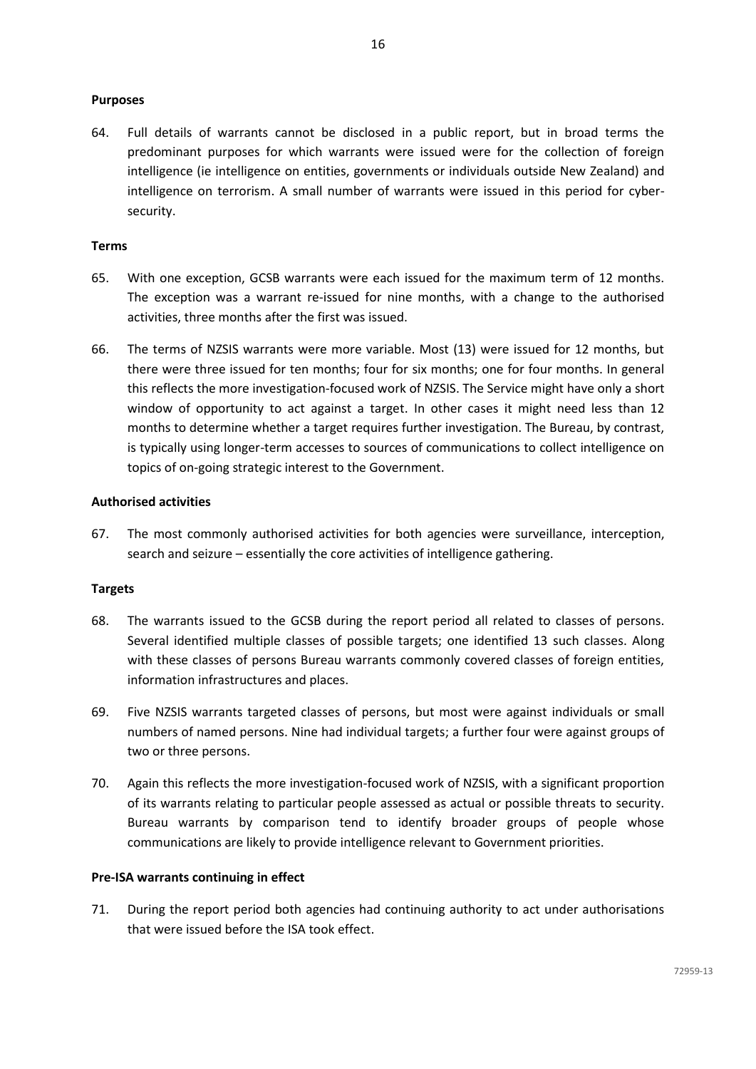**Purposes**

64. Full details of warrants cannot be disclosed in a public report, but in broad terms the predominant purposes for which warrants were issued were for the collection of foreign intelligence (ie intelligence on entities, governments or individuals outside New Zealand) and intelligence on terrorism. A small number of warrants were issued in this period for cyber-security.

**Terms**

65. With one exception, GCSB warrants were each issued for the maximum term of 12 months. The exception was a warrant re-issued for nine months, with a change to the authorised activities, three months after the first was issued.

66. The terms of NZSIS warrants were more variable. Most (13) were issued for 12 months, but there were three issued for ten months; four for six months; one for four months. In general this reflects the more investigation-focused work of NZSIS. The Service might have only a short window of opportunity to act against a target. In other cases it might need less than 12 months to determine whether a target requires further investigation. The Bureau, by contrast, is typically using longer-term accesses to sources of communications to collect intelligence on topics of on-going strategic interest to the Government.

**Authorised activities**

67. The most commonly authorised activities for both agencies were surveillance, interception, search and seizure – essentially the core activities of intelligence gathering.

**Targets**

68. The warrants issued to the GCSB during the report period all related to classes of persons. Several identified multiple classes of possible targets; one identified 13 such classes. Along with these classes of persons Bureau warrants commonly covered classes of foreign entities, information infrastructures and places.

69. Five NZSIS warrants targeted classes of persons, but most were against individuals or small numbers of named persons. Nine had individual targets; a further four were against groups of two or three persons.

70. Again this reflects the more investigation-focused work of NZSIS, with a significant proportion of its warrants relating to particular people assessed as actual or possible threats to security. Bureau warrants by comparison tend to identify broader groups of people whose communications are likely to provide intelligence relevant to Government priorities.

**Pre-ISA warrants continuing in effect**

71. During the report period both agencies had continuing authority to act under authorisations that were issued before the ISA took effect.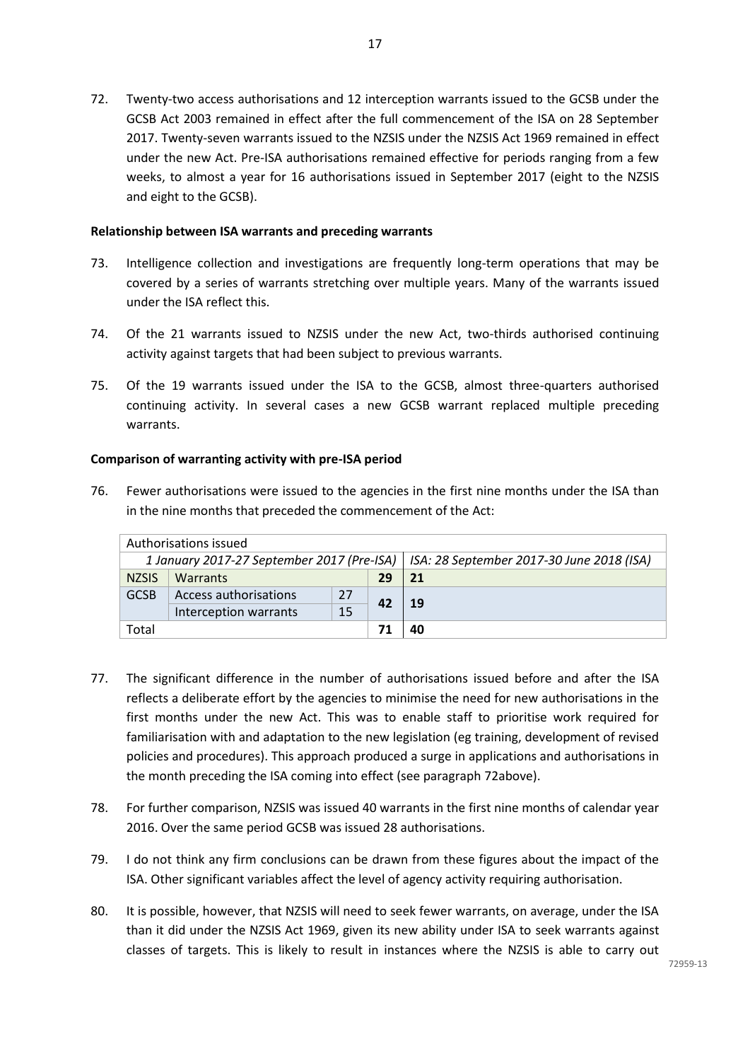72. Twenty-two access authorisations and 12 interception warrants issued to the GCSB under the GCSB Act 2003 remained in effect after the full commencement of the ISA on 28 September 2017. Twenty-seven warrants issued to the NZSIS under the NZSIS Act 1969 remained in effect under the new Act. Pre-ISA authorisations remained effective for periods ranging from a few weeks, to almost a year for 16 authorisations issued in September 2017 (eight to the NZSIS and eight to the GCSB).

**Relationship between ISA warrants and preceding warrants**

73. Intelligence collection and investigations are frequently long-term operations that may be covered by a series of warrants stretching over multiple years. Many of the warrants issued under the ISA reflect this.

74. Of the 21 warrants issued to NZSIS under the new Act, two-thirds authorised continuing activity against targets that had been subject to previous warrants.

75. Of the 19 warrants issued under the ISA to the GCSB, almost three-quarters authorised continuing activity. In several cases a new GCSB warrant replaced multiple preceding warrants.

**Comparison of warranting activity with pre-ISA period**

76. Fewer authorisations were issued to the agencies in the first nine months under the ISA than in the nine months that preceded the commencement of the Act:

| Authorisations issued | | | | |
|---|---|---|---|---|
| *1 January 2017-27 September 2017 (Pre-ISA)* | | | | *ISA: 28 September 2017-30 June 2018 (ISA)* |
| NZSIS | Warrants | | **29** | **21** |
| GCSB | Access authorisations | 27 | **42** | **19** |
| | Interception warrants | 15 | | |
| Total | | | **71** | **40** |

77. The significant difference in the number of authorisations issued before and after the ISA reflects a deliberate effort by the agencies to minimise the need for new authorisations in the first months under the new Act. This was to enable staff to prioritise work required for familiarisation with and adaptation to the new legislation (eg training, development of revised policies and procedures). This approach produced a surge in applications and authorisations in the month preceding the ISA coming into effect (see paragraph 72above).

78. For further comparison, NZSIS was issued 40 warrants in the first nine months of calendar year 2016. Over the same period GCSB was issued 28 authorisations.

79. I do not think any firm conclusions can be drawn from these figures about the impact of the ISA. Other significant variables affect the level of agency activity requiring authorisation.

80. It is possible, however, that NZSIS will need to seek fewer warrants, on average, under the ISA than it did under the NZSIS Act 1969, given its new ability under ISA to seek warrants against classes of targets. This is likely to result in instances where the NZSIS is able to carry out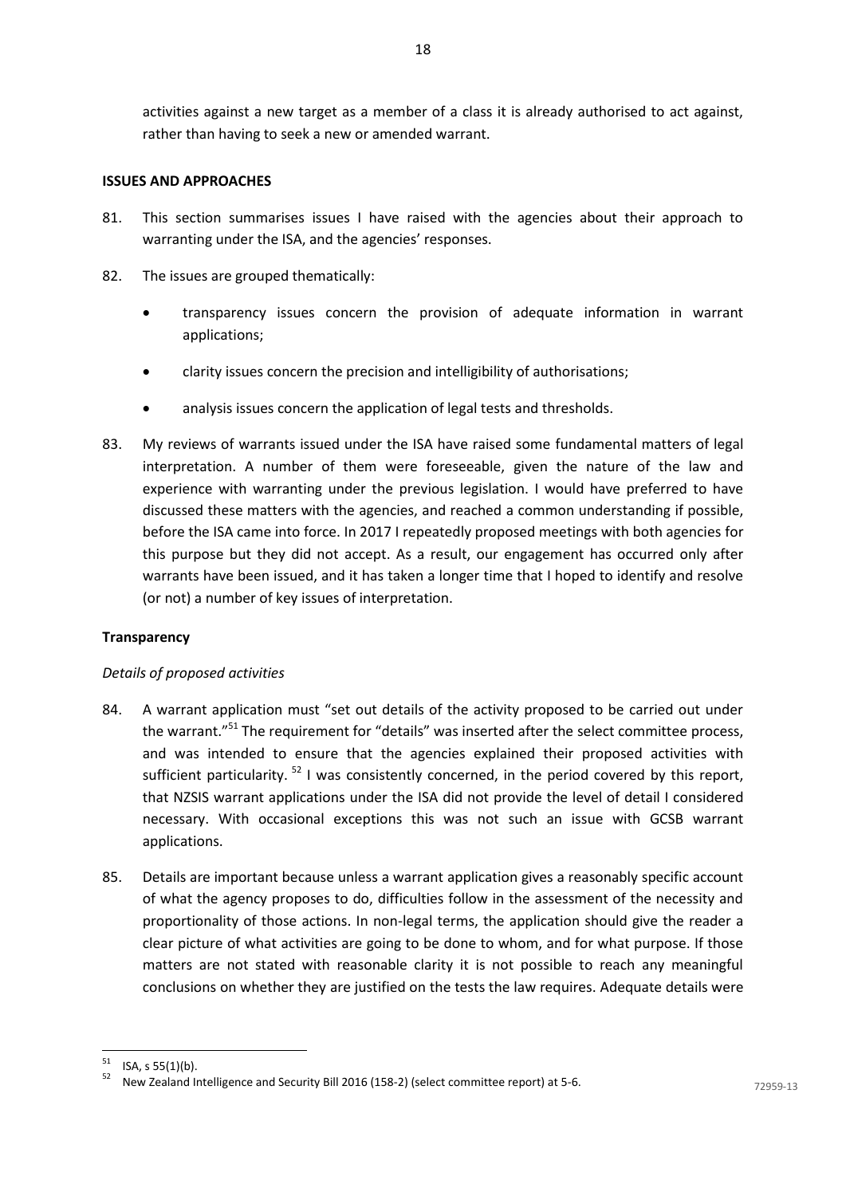activities against a new target as a member of a class it is already authorised to act against, rather than having to seek a new or amended warrant.

## ISSUES AND APPROACHES

81. This section summarises issues I have raised with the agencies about their approach to warranting under the ISA, and the agencies' responses.

82. The issues are grouped thematically:

    - transparency issues concern the provision of adequate information in warrant applications;
    - clarity issues concern the precision and intelligibility of authorisations;
    - analysis issues concern the application of legal tests and thresholds.

83. My reviews of warrants issued under the ISA have raised some fundamental matters of legal interpretation. A number of them were foreseeable, given the nature of the law and experience with warranting under the previous legislation. I would have preferred to have discussed these matters with the agencies, and reached a common understanding if possible, before the ISA came into force. In 2017 I repeatedly proposed meetings with both agencies for this purpose but they did not accept. As a result, our engagement has occurred only after warrants have been issued, and it has taken a longer time that I hoped to identify and resolve (or not) a number of key issues of interpretation.

### Transparency

*Details of proposed activities*

84. A warrant application must "set out details of the activity proposed to be carried out under the warrant."[51] The requirement for "details" was inserted after the select committee process, and was intended to ensure that the agencies explained their proposed activities with sufficient particularity.[52] I was consistently concerned, in the period covered by this report, that NZSIS warrant applications under the ISA did not provide the level of detail I considered necessary. With occasional exceptions this was not such an issue with GCSB warrant applications.

85. Details are important because unless a warrant application gives a reasonably specific account of what the agency proposes to do, difficulties follow in the assessment of the necessity and proportionality of those actions. In non-legal terms, the application should give the reader a clear picture of what activities are going to be done to whom, and for what purpose. If those matters are not stated with reasonable clarity it is not possible to reach any meaningful conclusions on whether they are justified on the tests the law requires. Adequate details were

---

[51] ISA, s 55(1)(b).

[52] New Zealand Intelligence and Security Bill 2016 (158-2) (select committee report) at 5-6.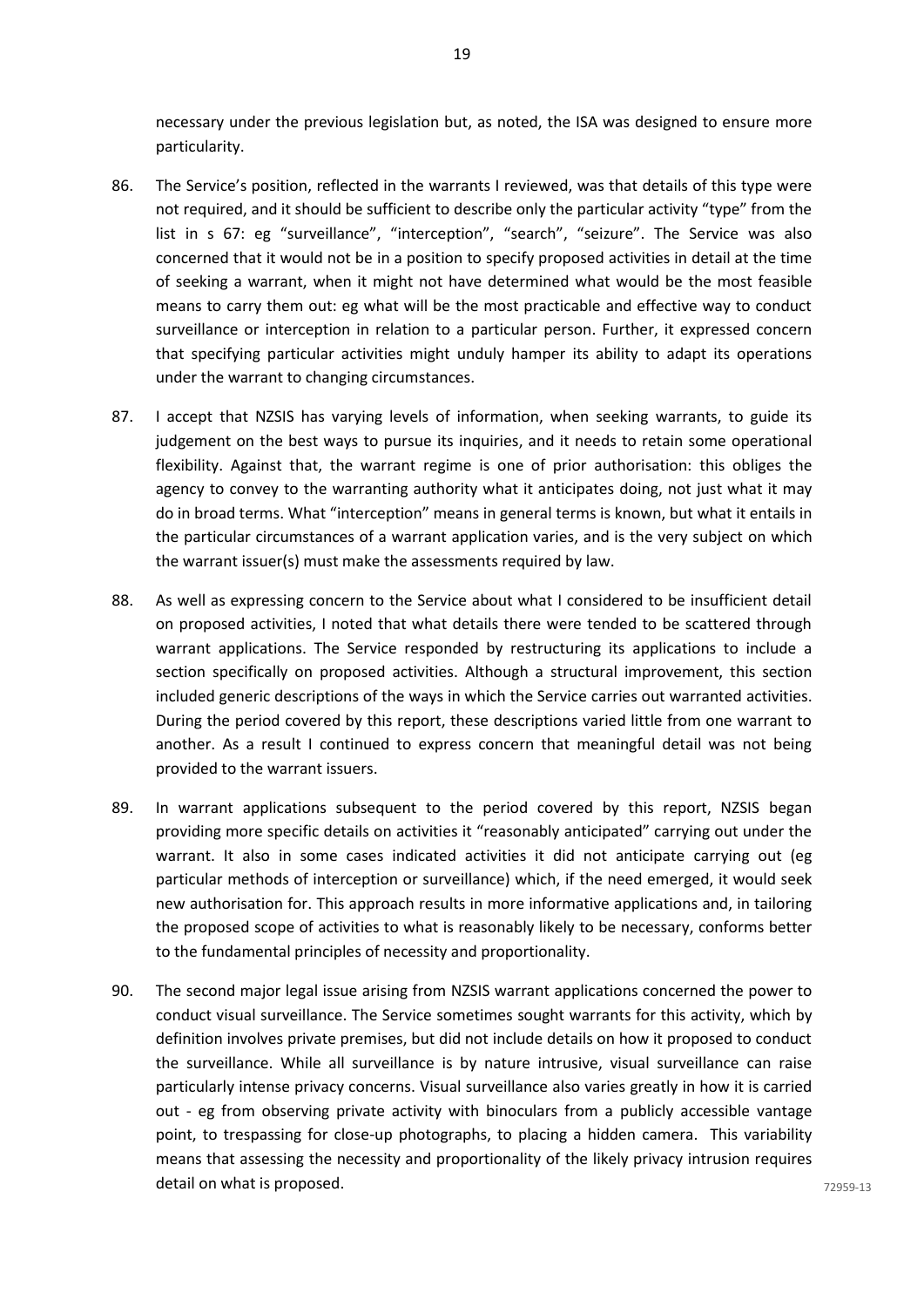necessary under the previous legislation but, as noted, the ISA was designed to ensure more particularity.

86. The Service's position, reflected in the warrants I reviewed, was that details of this type were not required, and it should be sufficient to describe only the particular activity "type" from the list in s 67: eg "surveillance", "interception", "search", "seizure". The Service was also concerned that it would not be in a position to specify proposed activities in detail at the time of seeking a warrant, when it might not have determined what would be the most feasible means to carry them out: eg what will be the most practicable and effective way to conduct surveillance or interception in relation to a particular person. Further, it expressed concern that specifying particular activities might unduly hamper its ability to adapt its operations under the warrant to changing circumstances.

87. I accept that NZSIS has varying levels of information, when seeking warrants, to guide its judgement on the best ways to pursue its inquiries, and it needs to retain some operational flexibility. Against that, the warrant regime is one of prior authorisation: this obliges the agency to convey to the warranting authority what it anticipates doing, not just what it may do in broad terms. What "interception" means in general terms is known, but what it entails in the particular circumstances of a warrant application varies, and is the very subject on which the warrant issuer(s) must make the assessments required by law.

88. As well as expressing concern to the Service about what I considered to be insufficient detail on proposed activities, I noted that what details there were tended to be scattered through warrant applications. The Service responded by restructuring its applications to include a section specifically on proposed activities. Although a structural improvement, this section included generic descriptions of the ways in which the Service carries out warranted activities. During the period covered by this report, these descriptions varied little from one warrant to another. As a result I continued to express concern that meaningful detail was not being provided to the warrant issuers.

89. In warrant applications subsequent to the period covered by this report, NZSIS began providing more specific details on activities it "reasonably anticipated" carrying out under the warrant. It also in some cases indicated activities it did not anticipate carrying out (eg particular methods of interception or surveillance) which, if the need emerged, it would seek new authorisation for. This approach results in more informative applications and, in tailoring the proposed scope of activities to what is reasonably likely to be necessary, conforms better to the fundamental principles of necessity and proportionality.

90. The second major legal issue arising from NZSIS warrant applications concerned the power to conduct visual surveillance. The Service sometimes sought warrants for this activity, which by definition involves private premises, but did not include details on how it proposed to conduct the surveillance. While all surveillance is by nature intrusive, visual surveillance can raise particularly intense privacy concerns. Visual surveillance also varies greatly in how it is carried out - eg from observing private activity with binoculars from a publicly accessible vantage point, to trespassing for close-up photographs, to placing a hidden camera. This variability means that assessing the necessity and proportionality of the likely privacy intrusion requires detail on what is proposed.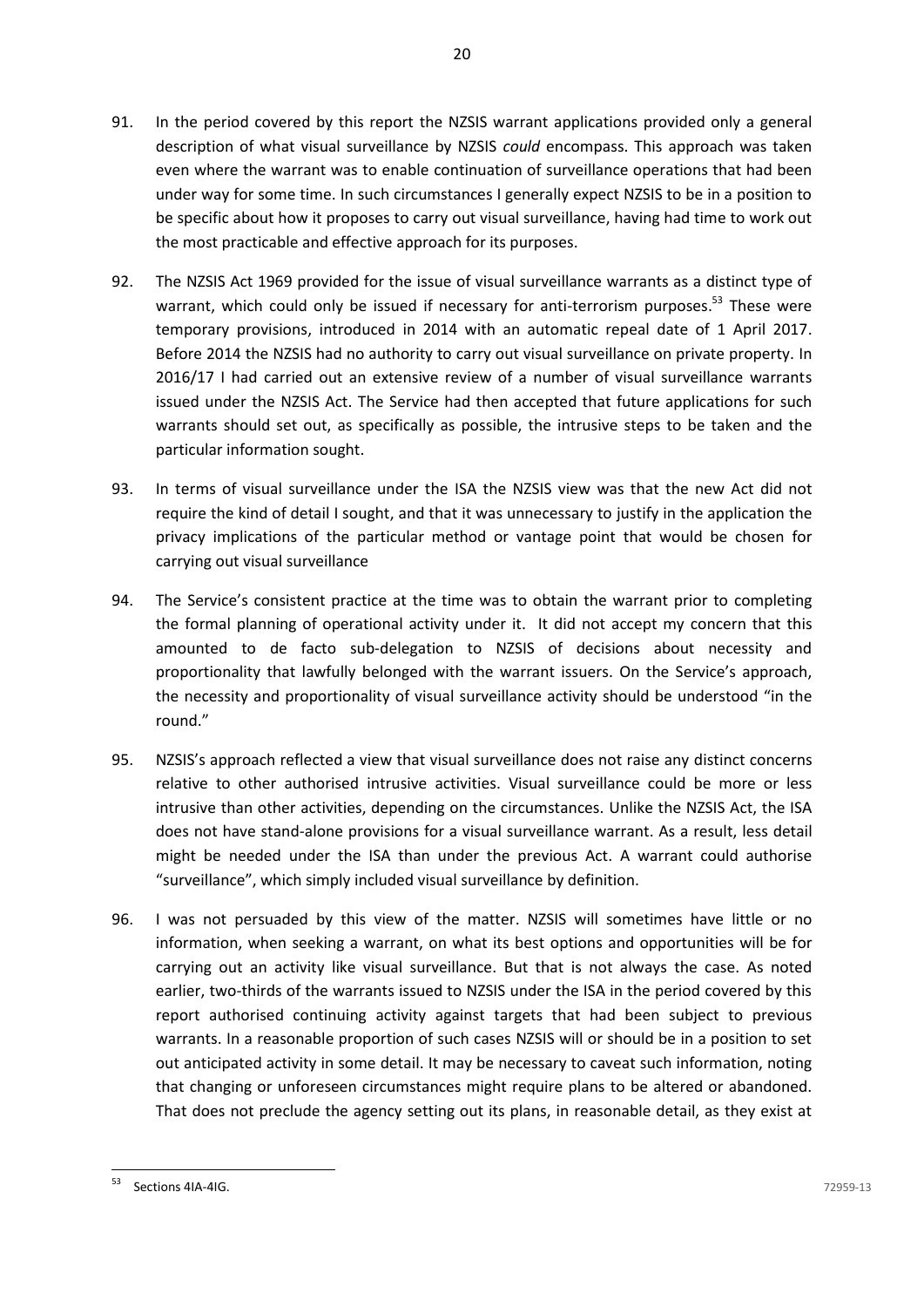91. In the period covered by this report the NZSIS warrant applications provided only a general description of what visual surveillance by NZSIS *could* encompass. This approach was taken even where the warrant was to enable continuation of surveillance operations that had been under way for some time. In such circumstances I generally expect NZSIS to be in a position to be specific about how it proposes to carry out visual surveillance, having had time to work out the most practicable and effective approach for its purposes.

92. The NZSIS Act 1969 provided for the issue of visual surveillance warrants as a distinct type of warrant, which could only be issued if necessary for anti-terrorism purposes.[53] These were temporary provisions, introduced in 2014 with an automatic repeal date of 1 April 2017. Before 2014 the NZSIS had no authority to carry out visual surveillance on private property. In 2016/17 I had carried out an extensive review of a number of visual surveillance warrants issued under the NZSIS Act. The Service had then accepted that future applications for such warrants should set out, as specifically as possible, the intrusive steps to be taken and the particular information sought.

93. In terms of visual surveillance under the ISA the NZSIS view was that the new Act did not require the kind of detail I sought, and that it was unnecessary to justify in the application the privacy implications of the particular method or vantage point that would be chosen for carrying out visual surveillance

94. The Service's consistent practice at the time was to obtain the warrant prior to completing the formal planning of operational activity under it. It did not accept my concern that this amounted to de facto sub-delegation to NZSIS of decisions about necessity and proportionality that lawfully belonged with the warrant issuers. On the Service's approach, the necessity and proportionality of visual surveillance activity should be understood "in the round."

95. NZSIS's approach reflected a view that visual surveillance does not raise any distinct concerns relative to other authorised intrusive activities. Visual surveillance could be more or less intrusive than other activities, depending on the circumstances. Unlike the NZSIS Act, the ISA does not have stand-alone provisions for a visual surveillance warrant. As a result, less detail might be needed under the ISA than under the previous Act. A warrant could authorise "surveillance", which simply included visual surveillance by definition.

96. I was not persuaded by this view of the matter. NZSIS will sometimes have little or no information, when seeking a warrant, on what its best options and opportunities will be for carrying out an activity like visual surveillance. But that is not always the case. As noted earlier, two-thirds of the warrants issued to NZSIS under the ISA in the period covered by this report authorised continuing activity against targets that had been subject to previous warrants. In a reasonable proportion of such cases NZSIS will or should be in a position to set out anticipated activity in some detail. It may be necessary to caveat such information, noting that changing or unforeseen circumstances might require plans to be altered or abandoned. That does not preclude the agency setting out its plans, in reasonable detail, as they exist at

[53] Sections 4IA-4IG.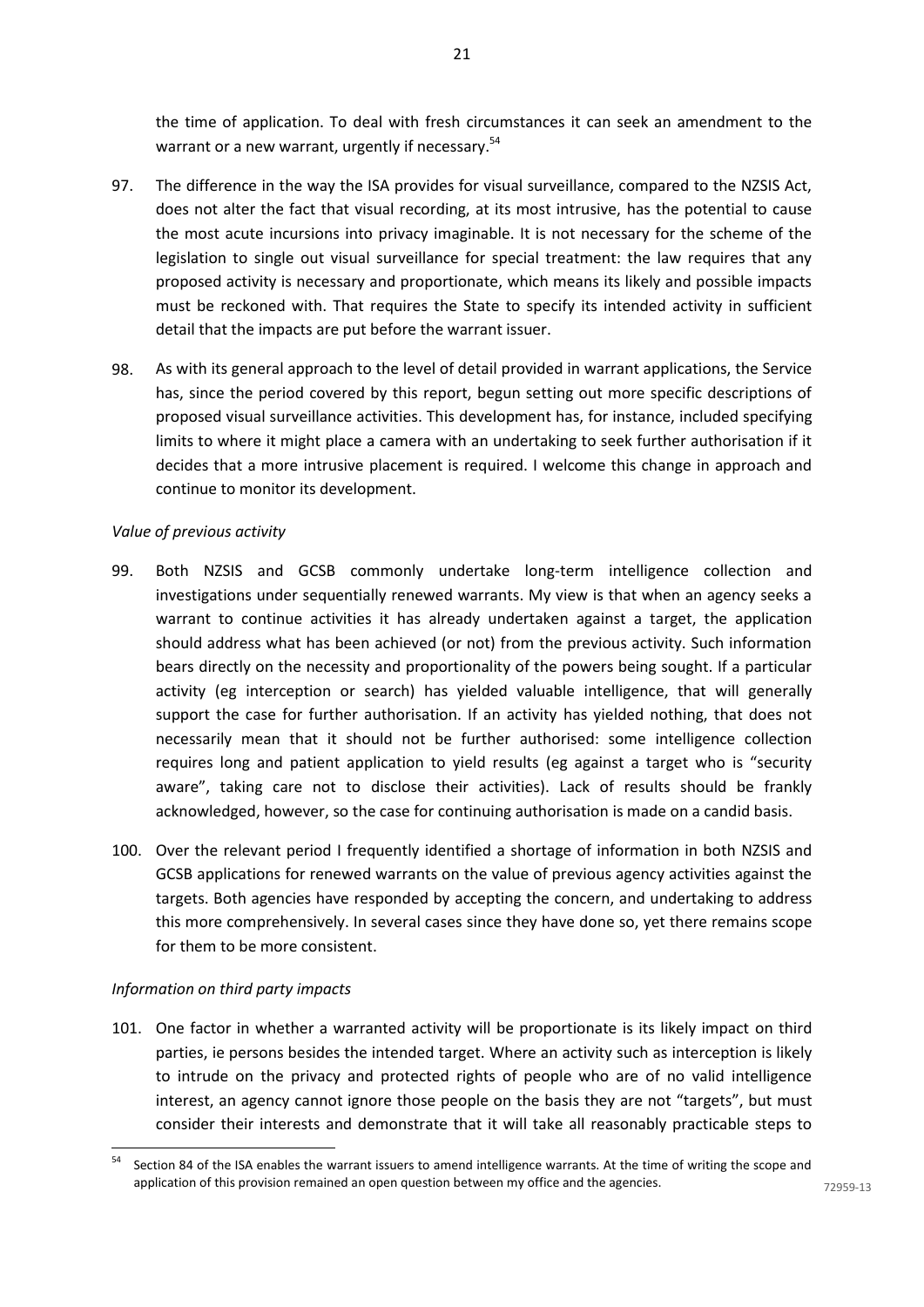the time of application. To deal with fresh circumstances it can seek an amendment to the warrant or a new warrant, urgently if necessary.[54]

97. The difference in the way the ISA provides for visual surveillance, compared to the NZSIS Act, does not alter the fact that visual recording, at its most intrusive, has the potential to cause the most acute incursions into privacy imaginable. It is not necessary for the scheme of the legislation to single out visual surveillance for special treatment: the law requires that any proposed activity is necessary and proportionate, which means its likely and possible impacts must be reckoned with. That requires the State to specify its intended activity in sufficient detail that the impacts are put before the warrant issuer.

98. As with its general approach to the level of detail provided in warrant applications, the Service has, since the period covered by this report, begun setting out more specific descriptions of proposed visual surveillance activities. This development has, for instance, included specifying limits to where it might place a camera with an undertaking to seek further authorisation if it decides that a more intrusive placement is required. I welcome this change in approach and continue to monitor its development.

*Value of previous activity*

99. Both NZSIS and GCSB commonly undertake long-term intelligence collection and investigations under sequentially renewed warrants. My view is that when an agency seeks a warrant to continue activities it has already undertaken against a target, the application should address what has been achieved (or not) from the previous activity. Such information bears directly on the necessity and proportionality of the powers being sought. If a particular activity (eg interception or search) has yielded valuable intelligence, that will generally support the case for further authorisation. If an activity has yielded nothing, that does not necessarily mean that it should not be further authorised: some intelligence collection requires long and patient application to yield results (eg against a target who is "security aware", taking care not to disclose their activities). Lack of results should be frankly acknowledged, however, so the case for continuing authorisation is made on a candid basis.

100. Over the relevant period I frequently identified a shortage of information in both NZSIS and GCSB applications for renewed warrants on the value of previous agency activities against the targets. Both agencies have responded by accepting the concern, and undertaking to address this more comprehensively. In several cases since they have done so, yet there remains scope for them to be more consistent.

*Information on third party impacts*

101. One factor in whether a warranted activity will be proportionate is its likely impact on third parties, ie persons besides the intended target. Where an activity such as interception is likely to intrude on the privacy and protected rights of people who are of no valid intelligence interest, an agency cannot ignore those people on the basis they are not "targets", but must consider their interests and demonstrate that it will take all reasonably practicable steps to

[54] Section 84 of the ISA enables the warrant issuers to amend intelligence warrants. At the time of writing the scope and application of this provision remained an open question between my office and the agencies.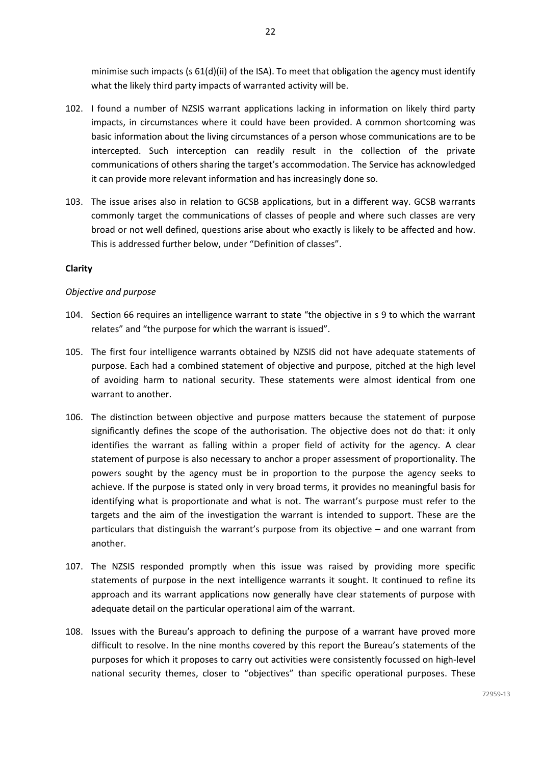minimise such impacts (s 61(d)(ii) of the ISA). To meet that obligation the agency must identify what the likely third party impacts of warranted activity will be.

102. I found a number of NZSIS warrant applications lacking in information on likely third party impacts, in circumstances where it could have been provided. A common shortcoming was basic information about the living circumstances of a person whose communications are to be intercepted. Such interception can readily result in the collection of the private communications of others sharing the target's accommodation. The Service has acknowledged it can provide more relevant information and has increasingly done so.

103. The issue arises also in relation to GCSB applications, but in a different way. GCSB warrants commonly target the communications of classes of people and where such classes are very broad or not well defined, questions arise about who exactly is likely to be affected and how. This is addressed further below, under "Definition of classes".

**Clarity**

*Objective and purpose*

104. Section 66 requires an intelligence warrant to state "the objective in s 9 to which the warrant relates" and "the purpose for which the warrant is issued".

105. The first four intelligence warrants obtained by NZSIS did not have adequate statements of purpose. Each had a combined statement of objective and purpose, pitched at the high level of avoiding harm to national security. These statements were almost identical from one warrant to another.

106. The distinction between objective and purpose matters because the statement of purpose significantly defines the scope of the authorisation. The objective does not do that: it only identifies the warrant as falling within a proper field of activity for the agency. A clear statement of purpose is also necessary to anchor a proper assessment of proportionality. The powers sought by the agency must be in proportion to the purpose the agency seeks to achieve. If the purpose is stated only in very broad terms, it provides no meaningful basis for identifying what is proportionate and what is not. The warrant's purpose must refer to the targets and the aim of the investigation the warrant is intended to support. These are the particulars that distinguish the warrant's purpose from its objective – and one warrant from another.

107. The NZSIS responded promptly when this issue was raised by providing more specific statements of purpose in the next intelligence warrants it sought. It continued to refine its approach and its warrant applications now generally have clear statements of purpose with adequate detail on the particular operational aim of the warrant.

108. Issues with the Bureau's approach to defining the purpose of a warrant have proved more difficult to resolve. In the nine months covered by this report the Bureau's statements of the purposes for which it proposes to carry out activities were consistently focussed on high-level national security themes, closer to "objectives" than specific operational purposes. These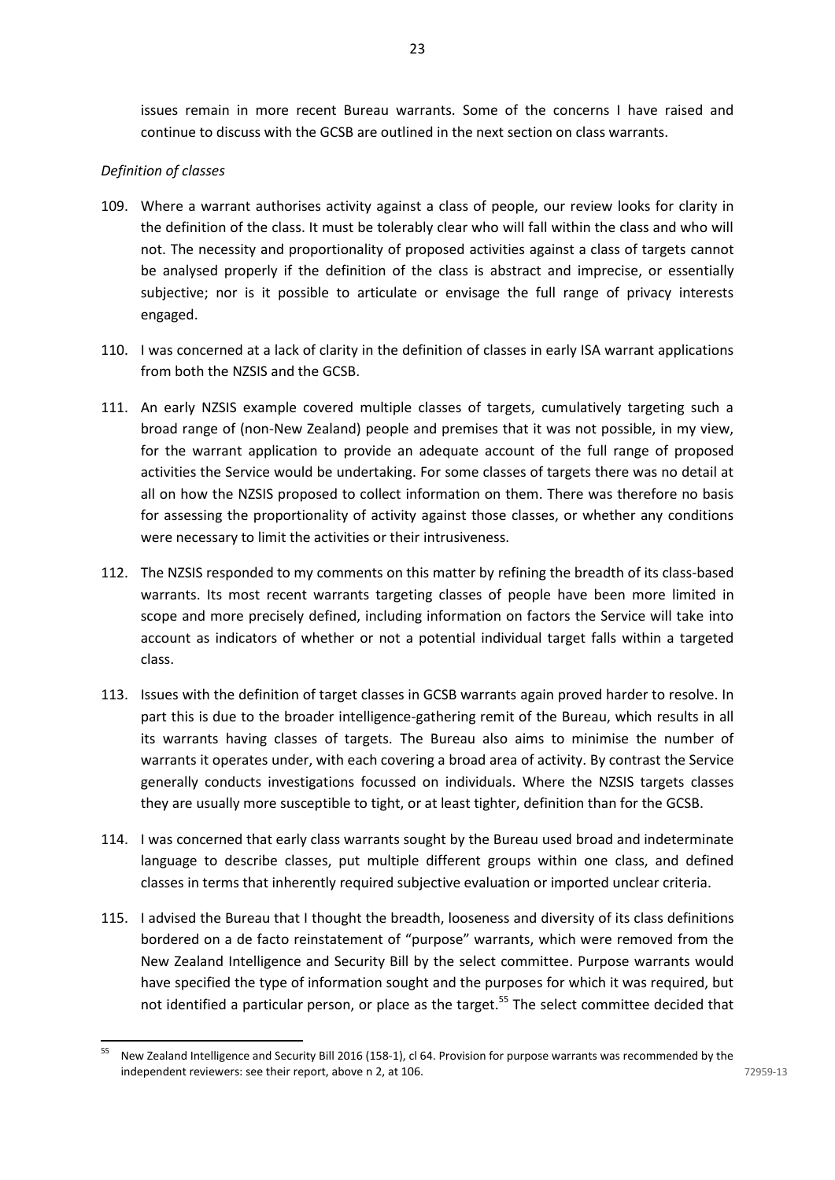issues remain in more recent Bureau warrants. Some of the concerns I have raised and continue to discuss with the GCSB are outlined in the next section on class warrants.

*Definition of classes*

109. Where a warrant authorises activity against a class of people, our review looks for clarity in the definition of the class. It must be tolerably clear who will fall within the class and who will not. The necessity and proportionality of proposed activities against a class of targets cannot be analysed properly if the definition of the class is abstract and imprecise, or essentially subjective; nor is it possible to articulate or envisage the full range of privacy interests engaged.

110. I was concerned at a lack of clarity in the definition of classes in early ISA warrant applications from both the NZSIS and the GCSB.

111. An early NZSIS example covered multiple classes of targets, cumulatively targeting such a broad range of (non-New Zealand) people and premises that it was not possible, in my view, for the warrant application to provide an adequate account of the full range of proposed activities the Service would be undertaking. For some classes of targets there was no detail at all on how the NZSIS proposed to collect information on them. There was therefore no basis for assessing the proportionality of activity against those classes, or whether any conditions were necessary to limit the activities or their intrusiveness.

112. The NZSIS responded to my comments on this matter by refining the breadth of its class-based warrants. Its most recent warrants targeting classes of people have been more limited in scope and more precisely defined, including information on factors the Service will take into account as indicators of whether or not a potential individual target falls within a targeted class.

113. Issues with the definition of target classes in GCSB warrants again proved harder to resolve. In part this is due to the broader intelligence-gathering remit of the Bureau, which results in all its warrants having classes of targets. The Bureau also aims to minimise the number of warrants it operates under, with each covering a broad area of activity. By contrast the Service generally conducts investigations focussed on individuals. Where the NZSIS targets classes they are usually more susceptible to tight, or at least tighter, definition than for the GCSB.

114. I was concerned that early class warrants sought by the Bureau used broad and indeterminate language to describe classes, put multiple different groups within one class, and defined classes in terms that inherently required subjective evaluation or imported unclear criteria.

115. I advised the Bureau that I thought the breadth, looseness and diversity of its class definitions bordered on a de facto reinstatement of "purpose" warrants, which were removed from the New Zealand Intelligence and Security Bill by the select committee. Purpose warrants would have specified the type of information sought and the purposes for which it was required, but not identified a particular person, or place as the target.[55] The select committee decided that

[55] New Zealand Intelligence and Security Bill 2016 (158-1), cl 64. Provision for purpose warrants was recommended by the independent reviewers: see their report, above n 2, at 106.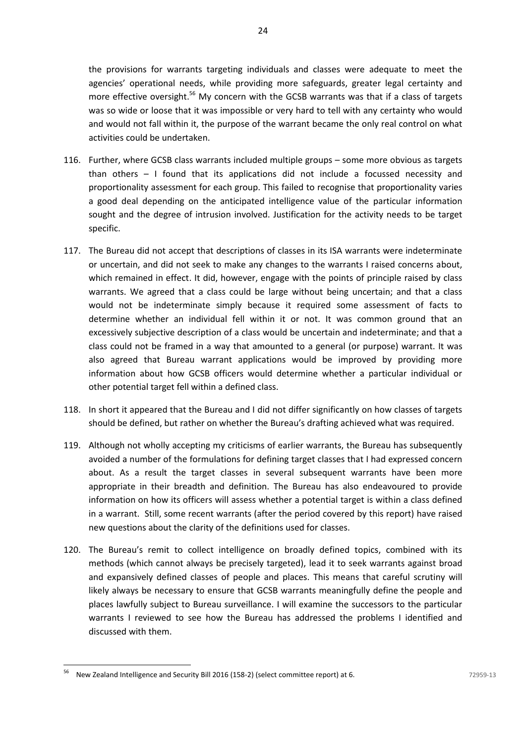the provisions for warrants targeting individuals and classes were adequate to meet the agencies' operational needs, while providing more safeguards, greater legal certainty and more effective oversight.[56] My concern with the GCSB warrants was that if a class of targets was so wide or loose that it was impossible or very hard to tell with any certainty who would and would not fall within it, the purpose of the warrant became the only real control on what activities could be undertaken.

116. Further, where GCSB class warrants included multiple groups – some more obvious as targets than others – I found that its applications did not include a focussed necessity and proportionality assessment for each group. This failed to recognise that proportionality varies a good deal depending on the anticipated intelligence value of the particular information sought and the degree of intrusion involved. Justification for the activity needs to be target specific.

117. The Bureau did not accept that descriptions of classes in its ISA warrants were indeterminate or uncertain, and did not seek to make any changes to the warrants I raised concerns about, which remained in effect. It did, however, engage with the points of principle raised by class warrants. We agreed that a class could be large without being uncertain; and that a class would not be indeterminate simply because it required some assessment of facts to determine whether an individual fell within it or not. It was common ground that an excessively subjective description of a class would be uncertain and indeterminate; and that a class could not be framed in a way that amounted to a general (or purpose) warrant. It was also agreed that Bureau warrant applications would be improved by providing more information about how GCSB officers would determine whether a particular individual or other potential target fell within a defined class.

118. In short it appeared that the Bureau and I did not differ significantly on how classes of targets should be defined, but rather on whether the Bureau's drafting achieved what was required.

119. Although not wholly accepting my criticisms of earlier warrants, the Bureau has subsequently avoided a number of the formulations for defining target classes that I had expressed concern about. As a result the target classes in several subsequent warrants have been more appropriate in their breadth and definition. The Bureau has also endeavoured to provide information on how its officers will assess whether a potential target is within a class defined in a warrant. Still, some recent warrants (after the period covered by this report) have raised new questions about the clarity of the definitions used for classes.

120. The Bureau's remit to collect intelligence on broadly defined topics, combined with its methods (which cannot always be precisely targeted), lead it to seek warrants against broad and expansively defined classes of people and places. This means that careful scrutiny will likely always be necessary to ensure that GCSB warrants meaningfully define the people and places lawfully subject to Bureau surveillance. I will examine the successors to the particular warrants I reviewed to see how the Bureau has addressed the problems I identified and discussed with them.

---

[56] New Zealand Intelligence and Security Bill 2016 (158-2) (select committee report) at 6.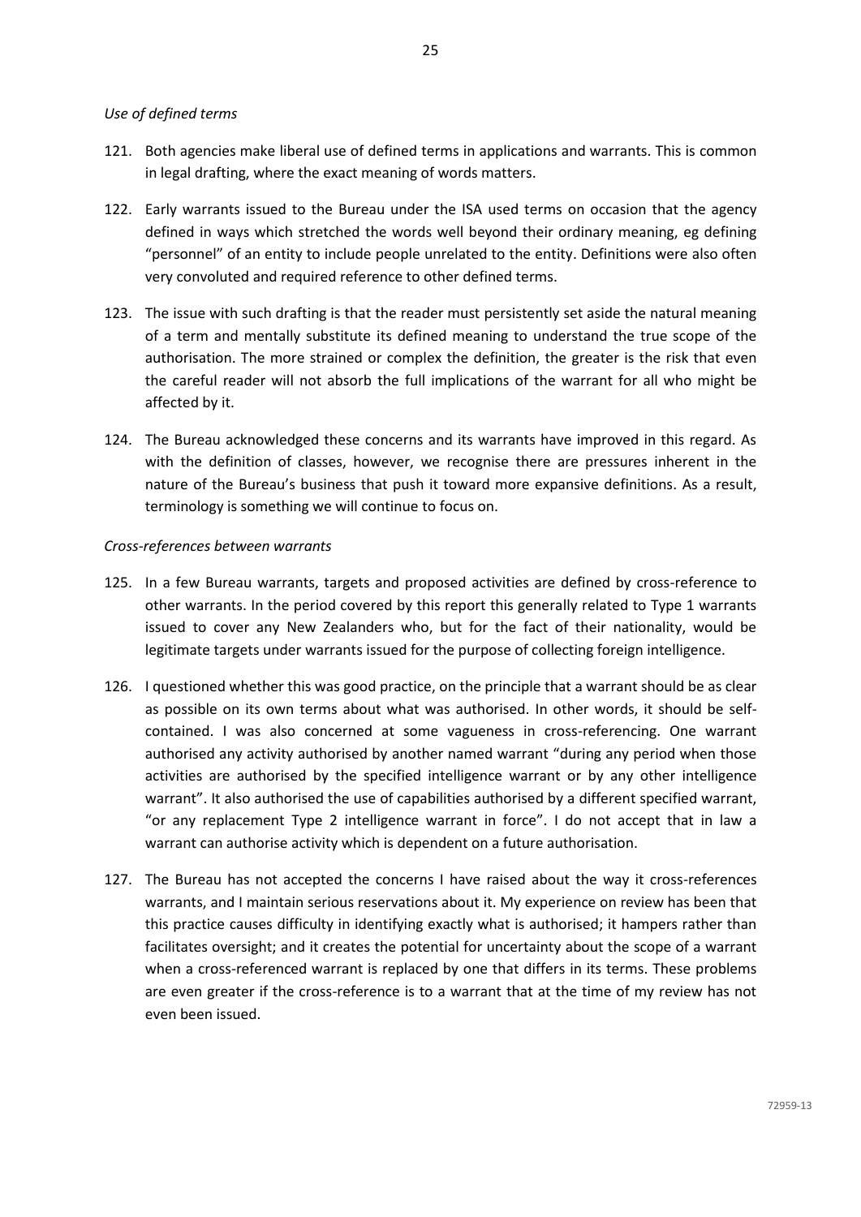*Use of defined terms*

121. Both agencies make liberal use of defined terms in applications and warrants. This is common in legal drafting, where the exact meaning of words matters.

122. Early warrants issued to the Bureau under the ISA used terms on occasion that the agency defined in ways which stretched the words well beyond their ordinary meaning, eg defining "personnel" of an entity to include people unrelated to the entity. Definitions were also often very convoluted and required reference to other defined terms.

123. The issue with such drafting is that the reader must persistently set aside the natural meaning of a term and mentally substitute its defined meaning to understand the true scope of the authorisation. The more strained or complex the definition, the greater is the risk that even the careful reader will not absorb the full implications of the warrant for all who might be affected by it.

124. The Bureau acknowledged these concerns and its warrants have improved in this regard. As with the definition of classes, however, we recognise there are pressures inherent in the nature of the Bureau's business that push it toward more expansive definitions. As a result, terminology is something we will continue to focus on.

*Cross-references between warrants*

125. In a few Bureau warrants, targets and proposed activities are defined by cross-reference to other warrants. In the period covered by this report this generally related to Type 1 warrants issued to cover any New Zealanders who, but for the fact of their nationality, would be legitimate targets under warrants issued for the purpose of collecting foreign intelligence.

126. I questioned whether this was good practice, on the principle that a warrant should be as clear as possible on its own terms about what was authorised. In other words, it should be self-contained. I was also concerned at some vagueness in cross-referencing. One warrant authorised any activity authorised by another named warrant "during any period when those activities are authorised by the specified intelligence warrant or by any other intelligence warrant". It also authorised the use of capabilities authorised by a different specified warrant, "or any replacement Type 2 intelligence warrant in force". I do not accept that in law a warrant can authorise activity which is dependent on a future authorisation.

127. The Bureau has not accepted the concerns I have raised about the way it cross-references warrants, and I maintain serious reservations about it. My experience on review has been that this practice causes difficulty in identifying exactly what is authorised; it hampers rather than facilitates oversight; and it creates the potential for uncertainty about the scope of a warrant when a cross-referenced warrant is replaced by one that differs in its terms. These problems are even greater if the cross-reference is to a warrant that at the time of my review has not even been issued.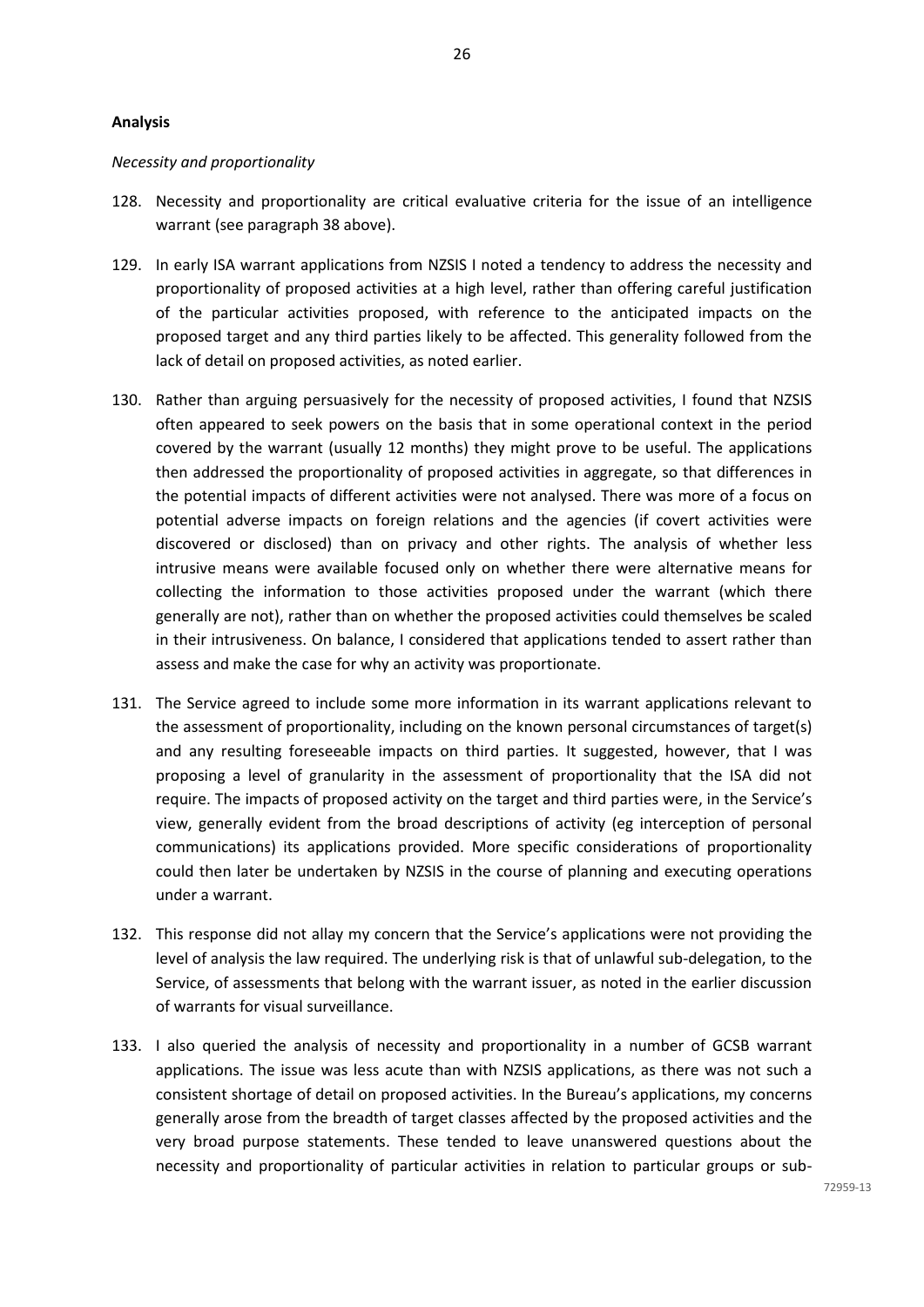**Analysis**

*Necessity and proportionality*

128. Necessity and proportionality are critical evaluative criteria for the issue of an intelligence warrant (see paragraph 38 above).

129. In early ISA warrant applications from NZSIS I noted a tendency to address the necessity and proportionality of proposed activities at a high level, rather than offering careful justification of the particular activities proposed, with reference to the anticipated impacts on the proposed target and any third parties likely to be affected. This generality followed from the lack of detail on proposed activities, as noted earlier.

130. Rather than arguing persuasively for the necessity of proposed activities, I found that NZSIS often appeared to seek powers on the basis that in some operational context in the period covered by the warrant (usually 12 months) they might prove to be useful. The applications then addressed the proportionality of proposed activities in aggregate, so that differences in the potential impacts of different activities were not analysed. There was more of a focus on potential adverse impacts on foreign relations and the agencies (if covert activities were discovered or disclosed) than on privacy and other rights. The analysis of whether less intrusive means were available focused only on whether there were alternative means for collecting the information to those activities proposed under the warrant (which there generally are not), rather than on whether the proposed activities could themselves be scaled in their intrusiveness. On balance, I considered that applications tended to assert rather than assess and make the case for why an activity was proportionate.

131. The Service agreed to include some more information in its warrant applications relevant to the assessment of proportionality, including on the known personal circumstances of target(s) and any resulting foreseeable impacts on third parties. It suggested, however, that I was proposing a level of granularity in the assessment of proportionality that the ISA did not require. The impacts of proposed activity on the target and third parties were, in the Service's view, generally evident from the broad descriptions of activity (eg interception of personal communications) its applications provided. More specific considerations of proportionality could then later be undertaken by NZSIS in the course of planning and executing operations under a warrant.

132. This response did not allay my concern that the Service's applications were not providing the level of analysis the law required. The underlying risk is that of unlawful sub-delegation, to the Service, of assessments that belong with the warrant issuer, as noted in the earlier discussion of warrants for visual surveillance.

133. I also queried the analysis of necessity and proportionality in a number of GCSB warrant applications. The issue was less acute than with NZSIS applications, as there was not such a consistent shortage of detail on proposed activities. In the Bureau's applications, my concerns generally arose from the breadth of target classes affected by the proposed activities and the very broad purpose statements. These tended to leave unanswered questions about the necessity and proportionality of particular activities in relation to particular groups or sub-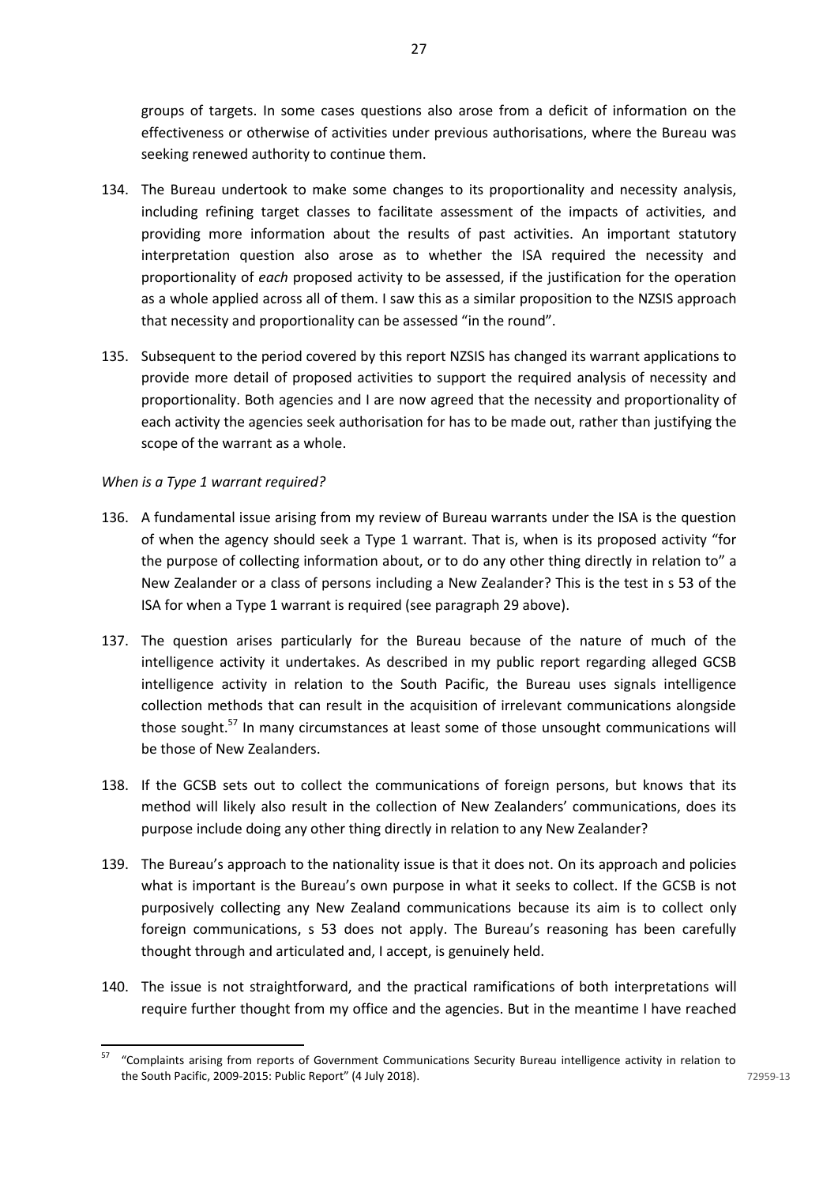groups of targets. In some cases questions also arose from a deficit of information on the effectiveness or otherwise of activities under previous authorisations, where the Bureau was seeking renewed authority to continue them.

134. The Bureau undertook to make some changes to its proportionality and necessity analysis, including refining target classes to facilitate assessment of the impacts of activities, and providing more information about the results of past activities. An important statutory interpretation question also arose as to whether the ISA required the necessity and proportionality of *each* proposed activity to be assessed, if the justification for the operation as a whole applied across all of them. I saw this as a similar proposition to the NZSIS approach that necessity and proportionality can be assessed "in the round".

135. Subsequent to the period covered by this report NZSIS has changed its warrant applications to provide more detail of proposed activities to support the required analysis of necessity and proportionality. Both agencies and I are now agreed that the necessity and proportionality of each activity the agencies seek authorisation for has to be made out, rather than justifying the scope of the warrant as a whole.

*When is a Type 1 warrant required?*

136. A fundamental issue arising from my review of Bureau warrants under the ISA is the question of when the agency should seek a Type 1 warrant. That is, when is its proposed activity "for the purpose of collecting information about, or to do any other thing directly in relation to" a New Zealander or a class of persons including a New Zealander? This is the test in s 53 of the ISA for when a Type 1 warrant is required (see paragraph 29 above).

137. The question arises particularly for the Bureau because of the nature of much of the intelligence activity it undertakes. As described in my public report regarding alleged GCSB intelligence activity in relation to the South Pacific, the Bureau uses signals intelligence collection methods that can result in the acquisition of irrelevant communications alongside those sought.[57] In many circumstances at least some of those unsought communications will be those of New Zealanders.

138. If the GCSB sets out to collect the communications of foreign persons, but knows that its method will likely also result in the collection of New Zealanders' communications, does its purpose include doing any other thing directly in relation to any New Zealander?

139. The Bureau's approach to the nationality issue is that it does not. On its approach and policies what is important is the Bureau's own purpose in what it seeks to collect. If the GCSB is not purposively collecting any New Zealand communications because its aim is to collect only foreign communications, s 53 does not apply. The Bureau's reasoning has been carefully thought through and articulated and, I accept, is genuinely held.

140. The issue is not straightforward, and the practical ramifications of both interpretations will require further thought from my office and the agencies. But in the meantime I have reached

[57] "Complaints arising from reports of Government Communications Security Bureau intelligence activity in relation to the South Pacific, 2009-2015: Public Report" (4 July 2018).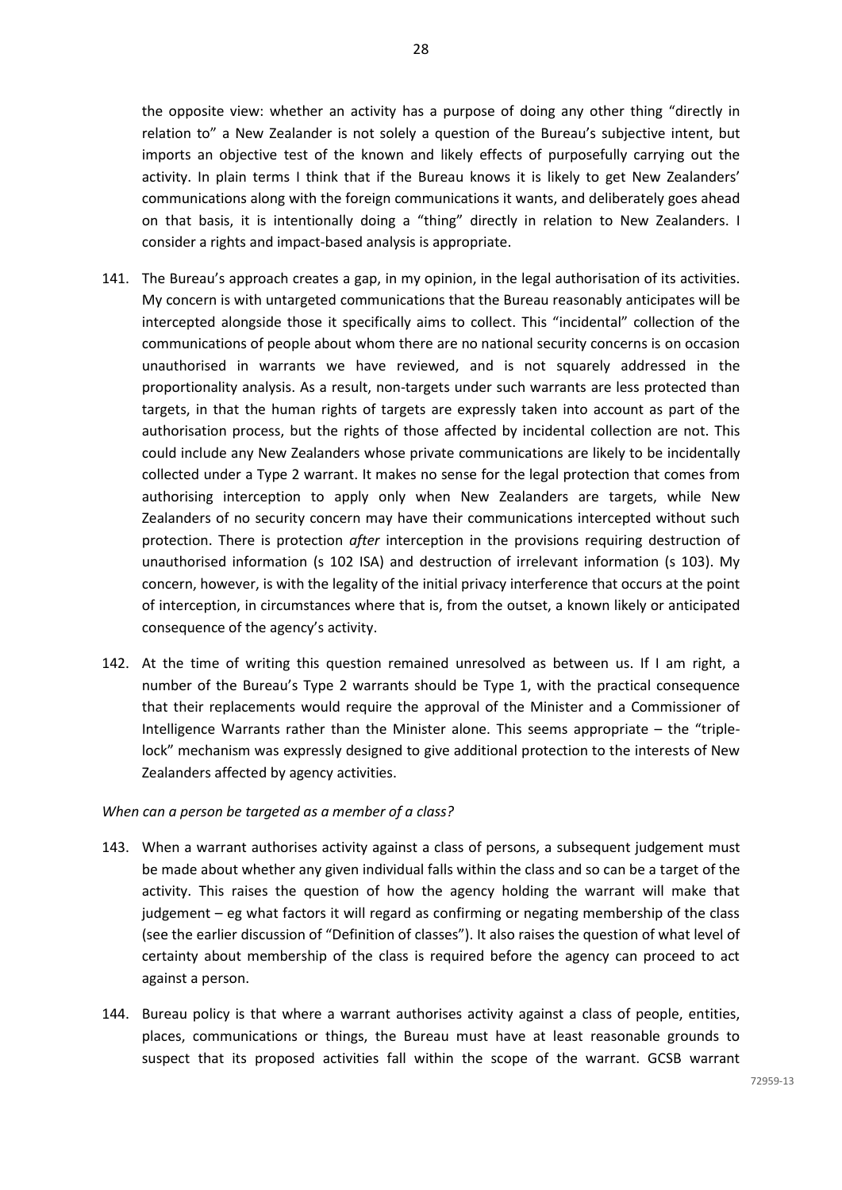the opposite view: whether an activity has a purpose of doing any other thing "directly in relation to" a New Zealander is not solely a question of the Bureau's subjective intent, but imports an objective test of the known and likely effects of purposefully carrying out the activity. In plain terms I think that if the Bureau knows it is likely to get New Zealanders' communications along with the foreign communications it wants, and deliberately goes ahead on that basis, it is intentionally doing a "thing" directly in relation to New Zealanders. I consider a rights and impact-based analysis is appropriate.

141. The Bureau's approach creates a gap, in my opinion, in the legal authorisation of its activities. My concern is with untargeted communications that the Bureau reasonably anticipates will be intercepted alongside those it specifically aims to collect. This "incidental" collection of the communications of people about whom there are no national security concerns is on occasion unauthorised in warrants we have reviewed, and is not squarely addressed in the proportionality analysis. As a result, non-targets under such warrants are less protected than targets, in that the human rights of targets are expressly taken into account as part of the authorisation process, but the rights of those affected by incidental collection are not. This could include any New Zealanders whose private communications are likely to be incidentally collected under a Type 2 warrant. It makes no sense for the legal protection that comes from authorising interception to apply only when New Zealanders are targets, while New Zealanders of no security concern may have their communications intercepted without such protection. There is protection *after* interception in the provisions requiring destruction of unauthorised information (s 102 ISA) and destruction of irrelevant information (s 103). My concern, however, is with the legality of the initial privacy interference that occurs at the point of interception, in circumstances where that is, from the outset, a known likely or anticipated consequence of the agency's activity.

142. At the time of writing this question remained unresolved as between us. If I am right, a number of the Bureau's Type 2 warrants should be Type 1, with the practical consequence that their replacements would require the approval of the Minister and a Commissioner of Intelligence Warrants rather than the Minister alone. This seems appropriate – the "triple-lock" mechanism was expressly designed to give additional protection to the interests of New Zealanders affected by agency activities.

*When can a person be targeted as a member of a class?*

143. When a warrant authorises activity against a class of persons, a subsequent judgement must be made about whether any given individual falls within the class and so can be a target of the activity. This raises the question of how the agency holding the warrant will make that judgement – eg what factors it will regard as confirming or negating membership of the class (see the earlier discussion of "Definition of classes"). It also raises the question of what level of certainty about membership of the class is required before the agency can proceed to act against a person.

144. Bureau policy is that where a warrant authorises activity against a class of people, entities, places, communications or things, the Bureau must have at least reasonable grounds to suspect that its proposed activities fall within the scope of the warrant. GCSB warrant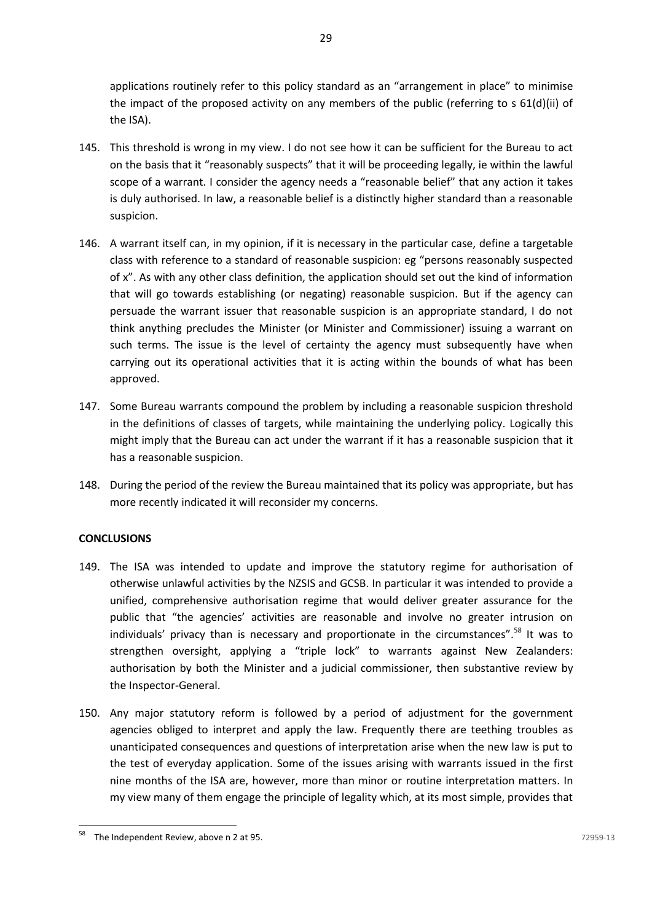applications routinely refer to this policy standard as an "arrangement in place" to minimise the impact of the proposed activity on any members of the public (referring to s 61(d)(ii) of the ISA).

145. This threshold is wrong in my view. I do not see how it can be sufficient for the Bureau to act on the basis that it "reasonably suspects" that it will be proceeding legally, ie within the lawful scope of a warrant. I consider the agency needs a "reasonable belief" that any action it takes is duly authorised. In law, a reasonable belief is a distinctly higher standard than a reasonable suspicion.

146. A warrant itself can, in my opinion, if it is necessary in the particular case, define a targetable class with reference to a standard of reasonable suspicion: eg "persons reasonably suspected of x". As with any other class definition, the application should set out the kind of information that will go towards establishing (or negating) reasonable suspicion. But if the agency can persuade the warrant issuer that reasonable suspicion is an appropriate standard, I do not think anything precludes the Minister (or Minister and Commissioner) issuing a warrant on such terms. The issue is the level of certainty the agency must subsequently have when carrying out its operational activities that it is acting within the bounds of what has been approved.

147. Some Bureau warrants compound the problem by including a reasonable suspicion threshold in the definitions of classes of targets, while maintaining the underlying policy. Logically this might imply that the Bureau can act under the warrant if it has a reasonable suspicion that it has a reasonable suspicion.

148. During the period of the review the Bureau maintained that its policy was appropriate, but has more recently indicated it will reconsider my concerns.

**CONCLUSIONS**

149. The ISA was intended to update and improve the statutory regime for authorisation of otherwise unlawful activities by the NZSIS and GCSB. In particular it was intended to provide a unified, comprehensive authorisation regime that would deliver greater assurance for the public that "the agencies' activities are reasonable and involve no greater intrusion on individuals' privacy than is necessary and proportionate in the circumstances".[58] It was to strengthen oversight, applying a "triple lock" to warrants against New Zealanders: authorisation by both the Minister and a judicial commissioner, then substantive review by the Inspector-General.

150. Any major statutory reform is followed by a period of adjustment for the government agencies obliged to interpret and apply the law. Frequently there are teething troubles as unanticipated consequences and questions of interpretation arise when the new law is put to the test of everyday application. Some of the issues arising with warrants issued in the first nine months of the ISA are, however, more than minor or routine interpretation matters. In my view many of them engage the principle of legality which, at its most simple, provides that

[58] The Independent Review, above n 2 at 95.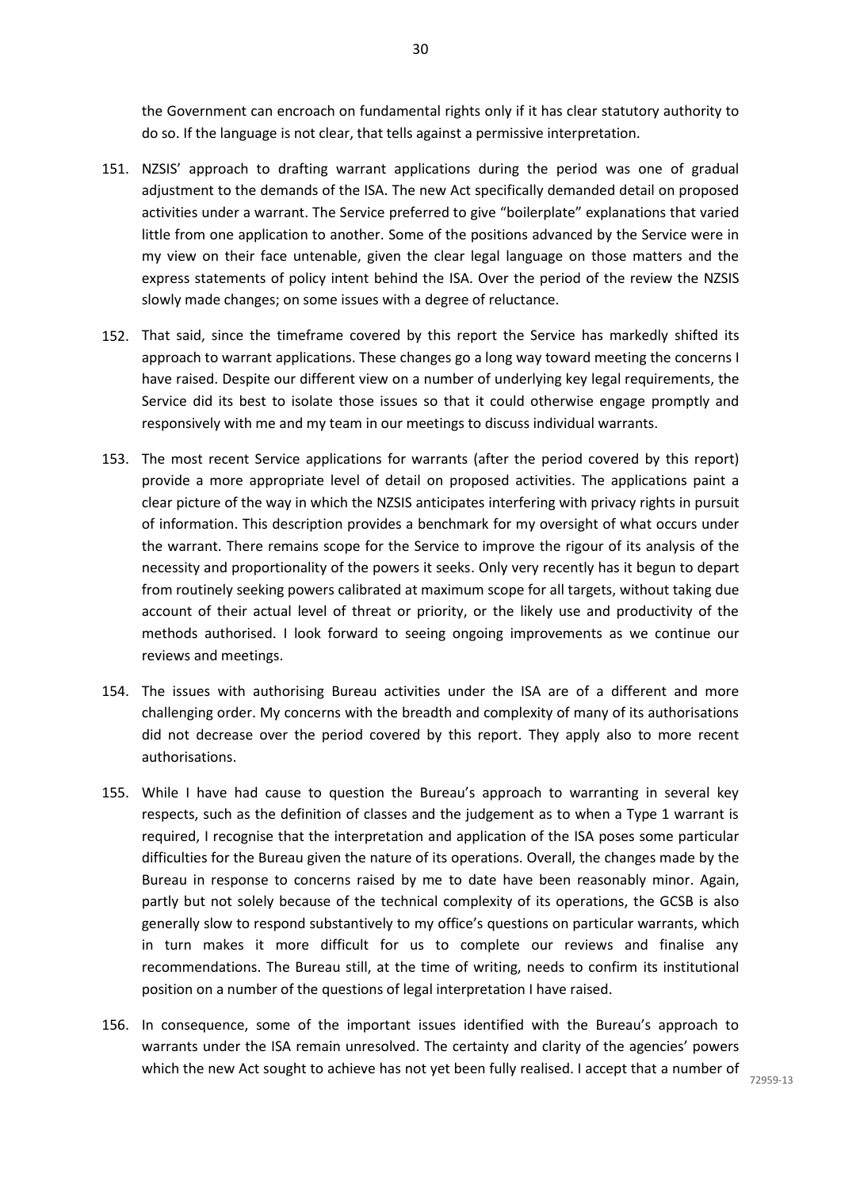the Government can encroach on fundamental rights only if it has clear statutory authority to do so. If the language is not clear, that tells against a permissive interpretation.

151. NZSIS' approach to drafting warrant applications during the period was one of gradual adjustment to the demands of the ISA. The new Act specifically demanded detail on proposed activities under a warrant. The Service preferred to give "boilerplate" explanations that varied little from one application to another. Some of the positions advanced by the Service were in my view on their face untenable, given the clear legal language on those matters and the express statements of policy intent behind the ISA. Over the period of the review the NZSIS slowly made changes; on some issues with a degree of reluctance.

152. That said, since the timeframe covered by this report the Service has markedly shifted its approach to warrant applications. These changes go a long way toward meeting the concerns I have raised. Despite our different view on a number of underlying key legal requirements, the Service did its best to isolate those issues so that it could otherwise engage promptly and responsively with me and my team in our meetings to discuss individual warrants.

153. The most recent Service applications for warrants (after the period covered by this report) provide a more appropriate level of detail on proposed activities. The applications paint a clear picture of the way in which the NZSIS anticipates interfering with privacy rights in pursuit of information. This description provides a benchmark for my oversight of what occurs under the warrant. There remains scope for the Service to improve the rigour of its analysis of the necessity and proportionality of the powers it seeks. Only very recently has it begun to depart from routinely seeking powers calibrated at maximum scope for all targets, without taking due account of their actual level of threat or priority, or the likely use and productivity of the methods authorised. I look forward to seeing ongoing improvements as we continue our reviews and meetings.

154. The issues with authorising Bureau activities under the ISA are of a different and more challenging order. My concerns with the breadth and complexity of many of its authorisations did not decrease over the period covered by this report. They apply also to more recent authorisations.

155. While I have had cause to question the Bureau's approach to warranting in several key respects, such as the definition of classes and the judgement as to when a Type 1 warrant is required, I recognise that the interpretation and application of the ISA poses some particular difficulties for the Bureau given the nature of its operations. Overall, the changes made by the Bureau in response to concerns raised by me to date have been reasonably minor. Again, partly but not solely because of the technical complexity of its operations, the GCSB is also generally slow to respond substantively to my office's questions on particular warrants, which in turn makes it more difficult for us to complete our reviews and finalise any recommendations. The Bureau still, at the time of writing, needs to confirm its institutional position on a number of the questions of legal interpretation I have raised.

156. In consequence, some of the important issues identified with the Bureau's approach to warrants under the ISA remain unresolved. The certainty and clarity of the agencies' powers which the new Act sought to achieve has not yet been fully realised. I accept that a number of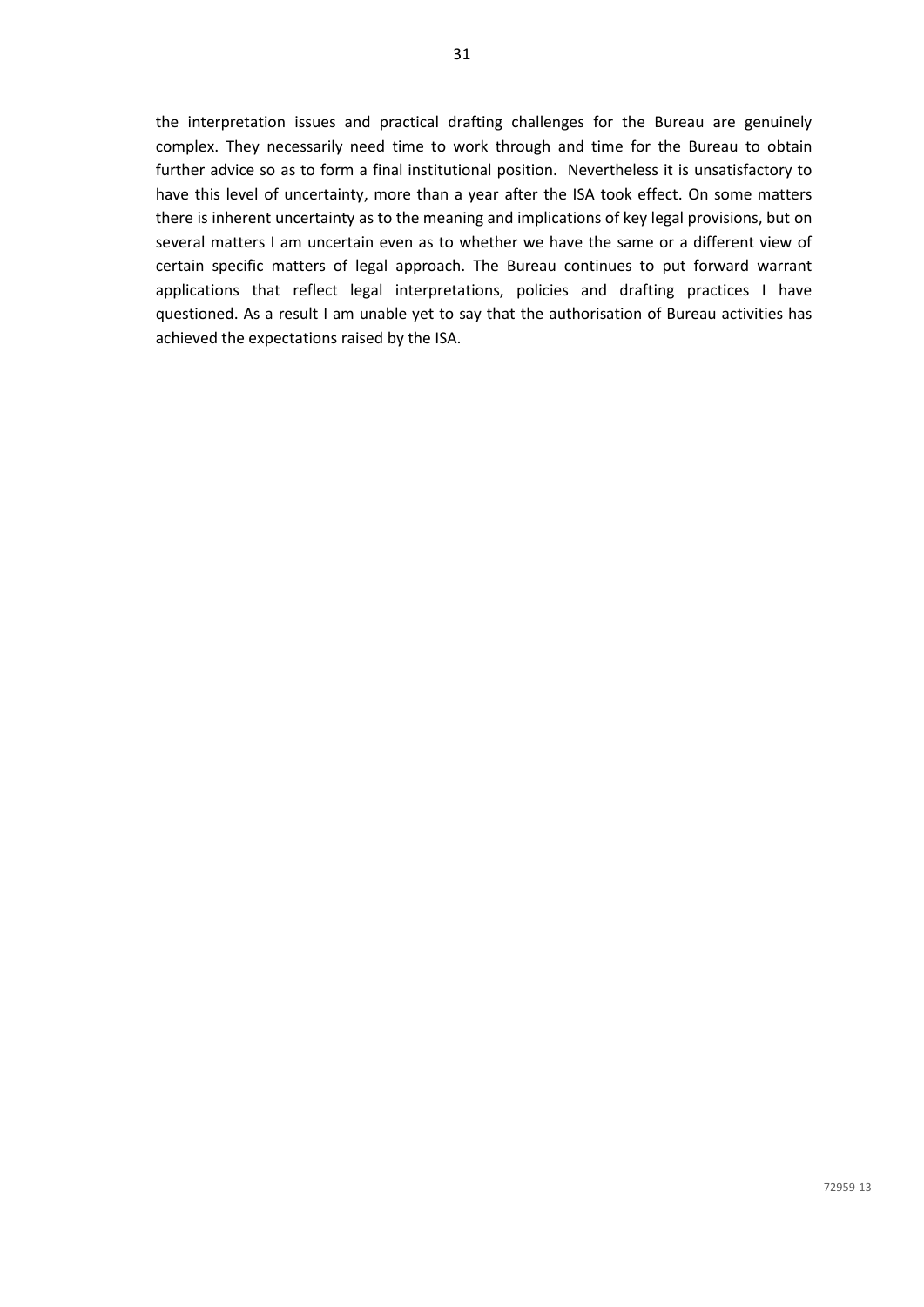the interpretation issues and practical drafting challenges for the Bureau are genuinely complex. They necessarily need time to work through and time for the Bureau to obtain further advice so as to form a final institutional position. Nevertheless it is unsatisfactory to have this level of uncertainty, more than a year after the ISA took effect. On some matters there is inherent uncertainty as to the meaning and implications of key legal provisions, but on several matters I am uncertain even as to whether we have the same or a different view of certain specific matters of legal approach. The Bureau continues to put forward warrant applications that reflect legal interpretations, policies and drafting practices I have questioned. As a result I am unable yet to say that the authorisation of Bureau activities has achieved the expectations raised by the ISA.